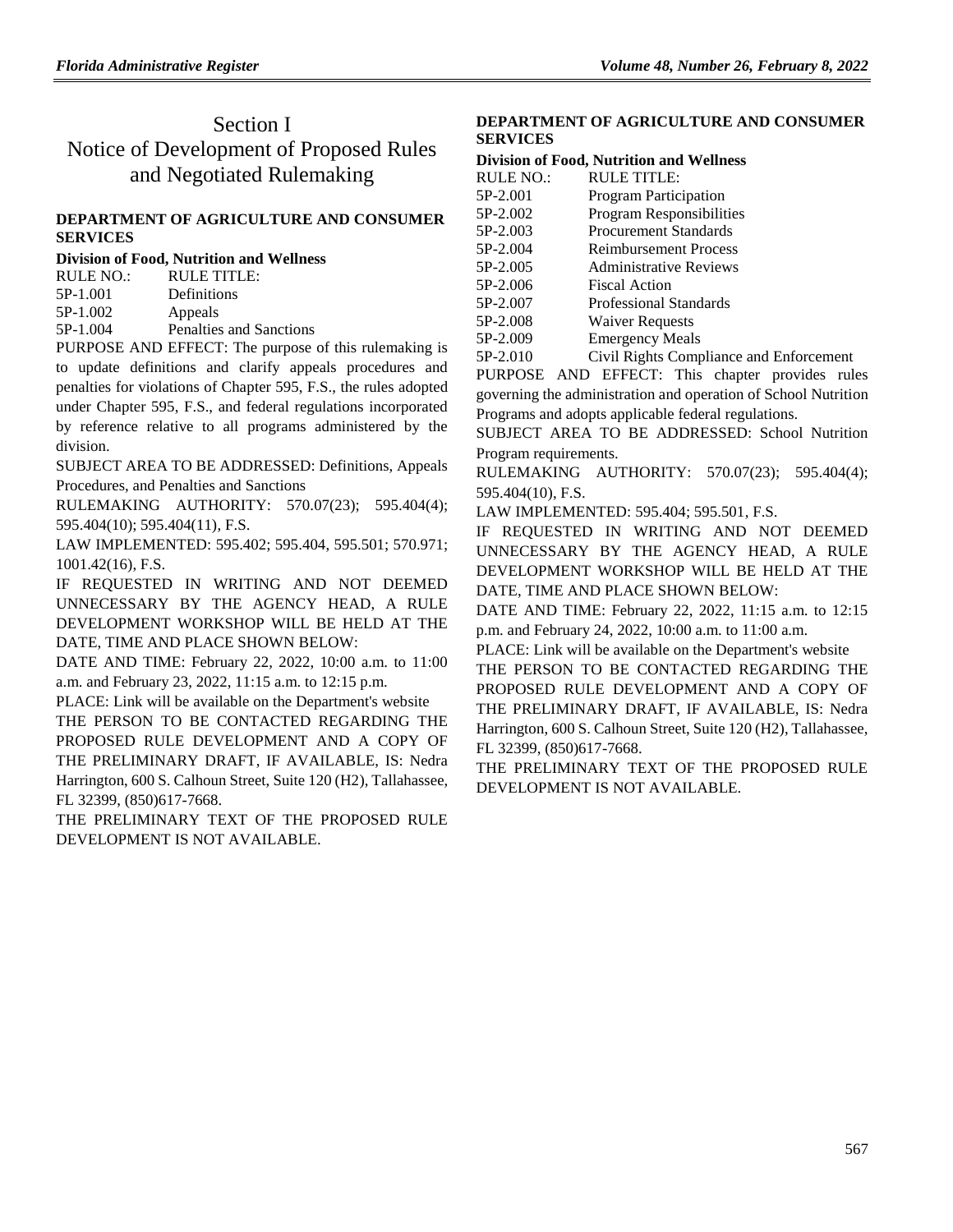# Section I
# Notice of Development of Proposed Rules and Negotiated Rulemaking

### DEPARTMENT OF AGRICULTURE AND CONSUMER SERVICES

**Division of Food, Nutrition and Wellness**

| RULE NO.: | RULE TITLE: |
|---|---|
| 5P-1.001 | Definitions |
| 5P-1.002 | Appeals |
| 5P-1.004 | Penalties and Sanctions |

PURPOSE AND EFFECT: The purpose of this rulemaking is to update definitions and clarify appeals procedures and penalties for violations of Chapter 595, F.S., the rules adopted under Chapter 595, F.S., and federal regulations incorporated by reference relative to all programs administered by the division.

SUBJECT AREA TO BE ADDRESSED: Definitions, Appeals Procedures, and Penalties and Sanctions

RULEMAKING AUTHORITY: 570.07(23); 595.404(4); 595.404(10); 595.404(11), F.S.

LAW IMPLEMENTED: 595.402; 595.404, 595.501; 570.971; 1001.42(16), F.S.

IF REQUESTED IN WRITING AND NOT DEEMED UNNECESSARY BY THE AGENCY HEAD, A RULE DEVELOPMENT WORKSHOP WILL BE HELD AT THE DATE, TIME AND PLACE SHOWN BELOW:

DATE AND TIME: February 22, 2022, 10:00 a.m. to 11:00 a.m. and February 23, 2022, 11:15 a.m. to 12:15 p.m.

PLACE: Link will be available on the Department's website

THE PERSON TO BE CONTACTED REGARDING THE PROPOSED RULE DEVELOPMENT AND A COPY OF THE PRELIMINARY DRAFT, IF AVAILABLE, IS: Nedra Harrington, 600 S. Calhoun Street, Suite 120 (H2), Tallahassee, FL 32399, (850)617-7668.

THE PRELIMINARY TEXT OF THE PROPOSED RULE DEVELOPMENT IS NOT AVAILABLE.

### DEPARTMENT OF AGRICULTURE AND CONSUMER SERVICES

**Division of Food, Nutrition and Wellness**

| RULE NO.: | RULE TITLE: |
|---|---|
| 5P-2.001 | Program Participation |
| 5P-2.002 | Program Responsibilities |
| 5P-2.003 | Procurement Standards |
| 5P-2.004 | Reimbursement Process |
| 5P-2.005 | Administrative Reviews |
| 5P-2.006 | Fiscal Action |
| 5P-2.007 | Professional Standards |
| 5P-2.008 | Waiver Requests |
| 5P-2.009 | Emergency Meals |
| 5P-2.010 | Civil Rights Compliance and Enforcement |

PURPOSE AND EFFECT: This chapter provides rules governing the administration and operation of School Nutrition Programs and adopts applicable federal regulations.

SUBJECT AREA TO BE ADDRESSED: School Nutrition Program requirements.

RULEMAKING AUTHORITY: 570.07(23); 595.404(4); 595.404(10), F.S.

LAW IMPLEMENTED: 595.404; 595.501, F.S.

IF REQUESTED IN WRITING AND NOT DEEMED UNNECESSARY BY THE AGENCY HEAD, A RULE DEVELOPMENT WORKSHOP WILL BE HELD AT THE DATE, TIME AND PLACE SHOWN BELOW:

DATE AND TIME: February 22, 2022, 11:15 a.m. to 12:15 p.m. and February 24, 2022, 10:00 a.m. to 11:00 a.m.

PLACE: Link will be available on the Department's website

THE PERSON TO BE CONTACTED REGARDING THE PROPOSED RULE DEVELOPMENT AND A COPY OF THE PRELIMINARY DRAFT, IF AVAILABLE, IS: Nedra Harrington, 600 S. Calhoun Street, Suite 120 (H2), Tallahassee, FL 32399, (850)617-7668.

THE PRELIMINARY TEXT OF THE PROPOSED RULE DEVELOPMENT IS NOT AVAILABLE.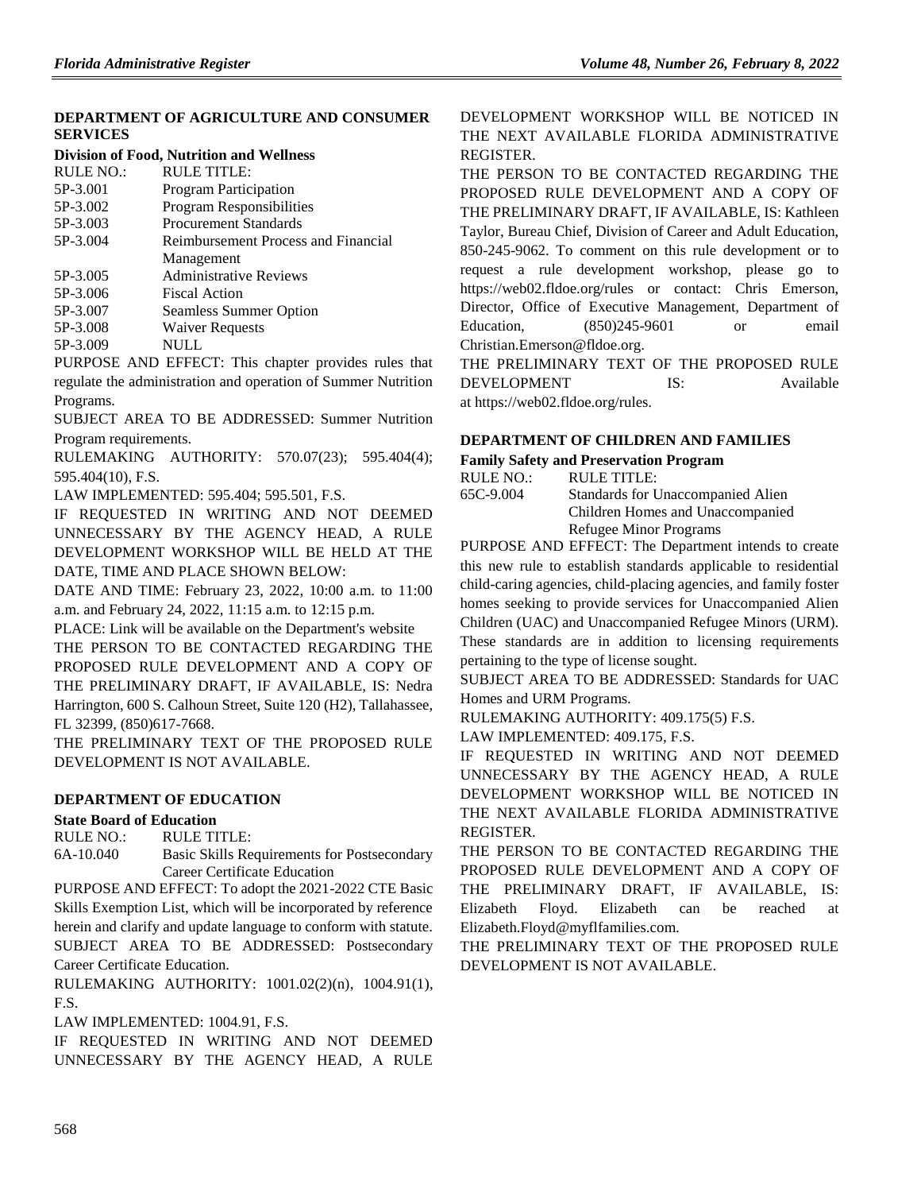## DEPARTMENT OF AGRICULTURE AND CONSUMER SERVICES

### Division of Food, Nutrition and Wellness

| RULE NO.: | RULE TITLE: |
|---|---|
| 5P-3.001 | Program Participation |
| 5P-3.002 | Program Responsibilities |
| 5P-3.003 | Procurement Standards |
| 5P-3.004 | Reimbursement Process and Financial Management |
| 5P-3.005 | Administrative Reviews |
| 5P-3.006 | Fiscal Action |
| 5P-3.007 | Seamless Summer Option |
| 5P-3.008 | Waiver Requests |
| 5P-3.009 | NULL |

PURPOSE AND EFFECT: This chapter provides rules that regulate the administration and operation of Summer Nutrition Programs.

SUBJECT AREA TO BE ADDRESSED: Summer Nutrition Program requirements.

RULEMAKING AUTHORITY: 570.07(23); 595.404(4); 595.404(10), F.S.

LAW IMPLEMENTED: 595.404; 595.501, F.S.

IF REQUESTED IN WRITING AND NOT DEEMED UNNECESSARY BY THE AGENCY HEAD, A RULE DEVELOPMENT WORKSHOP WILL BE HELD AT THE DATE, TIME AND PLACE SHOWN BELOW:

DATE AND TIME: February 23, 2022, 10:00 a.m. to 11:00 a.m. and February 24, 2022, 11:15 a.m. to 12:15 p.m.

PLACE: Link will be available on the Department's website

THE PERSON TO BE CONTACTED REGARDING THE PROPOSED RULE DEVELOPMENT AND A COPY OF THE PRELIMINARY DRAFT, IF AVAILABLE, IS: Nedra Harrington, 600 S. Calhoun Street, Suite 120 (H2), Tallahassee, FL 32399, (850)617-7668.

THE PRELIMINARY TEXT OF THE PROPOSED RULE DEVELOPMENT IS NOT AVAILABLE.

## DEPARTMENT OF EDUCATION

### State Board of Education

| RULE NO.: | RULE TITLE: |
|---|---|
| 6A-10.040 | Basic Skills Requirements for Postsecondary Career Certificate Education |

PURPOSE AND EFFECT: To adopt the 2021-2022 CTE Basic Skills Exemption List, which will be incorporated by reference herein and clarify and update language to conform with statute.

SUBJECT AREA TO BE ADDRESSED: Postsecondary Career Certificate Education.

RULEMAKING AUTHORITY: 1001.02(2)(n), 1004.91(1), F.S.

LAW IMPLEMENTED: 1004.91, F.S.

IF REQUESTED IN WRITING AND NOT DEEMED UNNECESSARY BY THE AGENCY HEAD, A RULE DEVELOPMENT WORKSHOP WILL BE NOTICED IN THE NEXT AVAILABLE FLORIDA ADMINISTRATIVE REGISTER.

THE PERSON TO BE CONTACTED REGARDING THE PROPOSED RULE DEVELOPMENT AND A COPY OF THE PRELIMINARY DRAFT, IF AVAILABLE, IS: Kathleen Taylor, Bureau Chief, Division of Career and Adult Education, 850-245-9062. To comment on this rule development or to request a rule development workshop, please go to https://web02.fldoe.org/rules or contact: Chris Emerson, Director, Office of Executive Management, Department of Education, (850)245-9601 or email Christian.Emerson@fldoe.org.

THE PRELIMINARY TEXT OF THE PROPOSED RULE DEVELOPMENT IS: Available at https://web02.fldoe.org/rules.

## DEPARTMENT OF CHILDREN AND FAMILIES

### Family Safety and Preservation Program

| RULE NO.: | RULE TITLE: |
|---|---|
| 65C-9.004 | Standards for Unaccompanied Alien Children Homes and Unaccompanied Refugee Minor Programs |

PURPOSE AND EFFECT: The Department intends to create this new rule to establish standards applicable to residential child-caring agencies, child-placing agencies, and family foster homes seeking to provide services for Unaccompanied Alien Children (UAC) and Unaccompanied Refugee Minors (URM). These standards are in addition to licensing requirements pertaining to the type of license sought.

SUBJECT AREA TO BE ADDRESSED: Standards for UAC Homes and URM Programs.

RULEMAKING AUTHORITY: 409.175(5) F.S.

LAW IMPLEMENTED: 409.175, F.S.

IF REQUESTED IN WRITING AND NOT DEEMED UNNECESSARY BY THE AGENCY HEAD, A RULE DEVELOPMENT WORKSHOP WILL BE NOTICED IN THE NEXT AVAILABLE FLORIDA ADMINISTRATIVE REGISTER.

THE PERSON TO BE CONTACTED REGARDING THE PROPOSED RULE DEVELOPMENT AND A COPY OF THE PRELIMINARY DRAFT, IF AVAILABLE, IS: Elizabeth Floyd. Elizabeth can be reached at Elizabeth.Floyd@myflfamilies.com.

THE PRELIMINARY TEXT OF THE PROPOSED RULE DEVELOPMENT IS NOT AVAILABLE.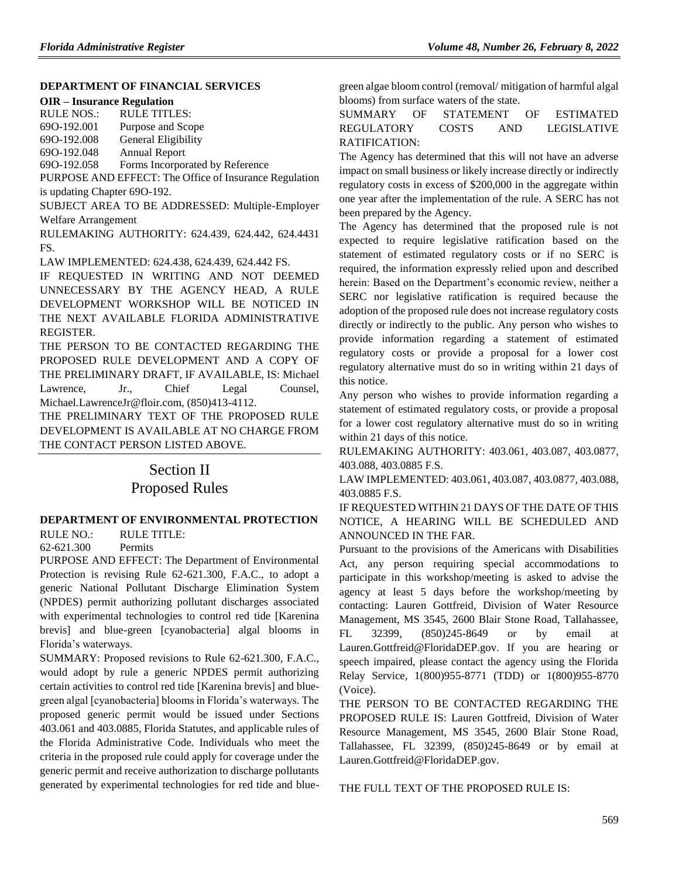**DEPARTMENT OF FINANCIAL SERVICES**

**OIR – Insurance Regulation**

RULE NOS.: RULE TITLES:

69O-192.001 Purpose and Scope

69O-192.008 General Eligibility

69O-192.048 Annual Report

69O-192.058 Forms Incorporated by Reference

PURPOSE AND EFFECT: The Office of Insurance Regulation is updating Chapter 69O-192.

SUBJECT AREA TO BE ADDRESSED: Multiple-Employer Welfare Arrangement

RULEMAKING AUTHORITY: 624.439, 624.442, 624.4431 FS.

LAW IMPLEMENTED: 624.438, 624.439, 624.442 FS.

IF REQUESTED IN WRITING AND NOT DEEMED UNNECESSARY BY THE AGENCY HEAD, A RULE DEVELOPMENT WORKSHOP WILL BE NOTICED IN THE NEXT AVAILABLE FLORIDA ADMINISTRATIVE REGISTER.

THE PERSON TO BE CONTACTED REGARDING THE PROPOSED RULE DEVELOPMENT AND A COPY OF THE PRELIMINARY DRAFT, IF AVAILABLE, IS: Michael Lawrence, Jr., Chief Legal Counsel, Michael.LawrenceJr@floir.com, (850)413-4112.

THE PRELIMINARY TEXT OF THE PROPOSED RULE DEVELOPMENT IS AVAILABLE AT NO CHARGE FROM THE CONTACT PERSON LISTED ABOVE.

# Section II
# Proposed Rules

**DEPARTMENT OF ENVIRONMENTAL PROTECTION**

RULE NO.: RULE TITLE:

62-621.300 Permits

PURPOSE AND EFFECT: The Department of Environmental Protection is revising Rule 62-621.300, F.A.C., to adopt a generic National Pollutant Discharge Elimination System (NPDES) permit authorizing pollutant discharges associated with experimental technologies to control red tide [Karenina brevis] and blue-green [cyanobacteria] algal blooms in Florida's waterways.

SUMMARY: Proposed revisions to Rule 62-621.300, F.A.C., would adopt by rule a generic NPDES permit authorizing certain activities to control red tide [Karenina brevis] and blue-green algal [cyanobacteria] blooms in Florida's waterways. The proposed generic permit would be issued under Sections 403.061 and 403.0885, Florida Statutes, and applicable rules of the Florida Administrative Code. Individuals who meet the criteria in the proposed rule could apply for coverage under the generic permit and receive authorization to discharge pollutants generated by experimental technologies for red tide and blue-green algae bloom control (removal/ mitigation of harmful algal blooms) from surface waters of the state.

SUMMARY OF STATEMENT OF ESTIMATED REGULATORY COSTS AND LEGISLATIVE RATIFICATION:

The Agency has determined that this will not have an adverse impact on small business or likely increase directly or indirectly regulatory costs in excess of $200,000 in the aggregate within one year after the implementation of the rule. A SERC has not been prepared by the Agency.

The Agency has determined that the proposed rule is not expected to require legislative ratification based on the statement of estimated regulatory costs or if no SERC is required, the information expressly relied upon and described herein: Based on the Department's economic review, neither a SERC nor legislative ratification is required because the adoption of the proposed rule does not increase regulatory costs directly or indirectly to the public. Any person who wishes to provide information regarding a statement of estimated regulatory costs or provide a proposal for a lower cost regulatory alternative must do so in writing within 21 days of this notice.

Any person who wishes to provide information regarding a statement of estimated regulatory costs, or provide a proposal for a lower cost regulatory alternative must do so in writing within 21 days of this notice.

RULEMAKING AUTHORITY: 403.061, 403.087, 403.0877, 403.088, 403.0885 F.S.

LAW IMPLEMENTED: 403.061, 403.087, 403.0877, 403.088, 403.0885 F.S.

IF REQUESTED WITHIN 21 DAYS OF THE DATE OF THIS NOTICE, A HEARING WILL BE SCHEDULED AND ANNOUNCED IN THE FAR.

Pursuant to the provisions of the Americans with Disabilities Act, any person requiring special accommodations to participate in this workshop/meeting is asked to advise the agency at least 5 days before the workshop/meeting by contacting: Lauren Gottfreid, Division of Water Resource Management, MS 3545, 2600 Blair Stone Road, Tallahassee, FL 32399, (850)245-8649 or by email at Lauren.Gottfreid@FloridaDEP.gov. If you are hearing or speech impaired, please contact the agency using the Florida Relay Service, 1(800)955-8771 (TDD) or 1(800)955-8770 (Voice).

THE PERSON TO BE CONTACTED REGARDING THE PROPOSED RULE IS: Lauren Gottfreid, Division of Water Resource Management, MS 3545, 2600 Blair Stone Road, Tallahassee, FL 32399, (850)245-8649 or by email at Lauren.Gottfreid@FloridaDEP.gov.

THE FULL TEXT OF THE PROPOSED RULE IS: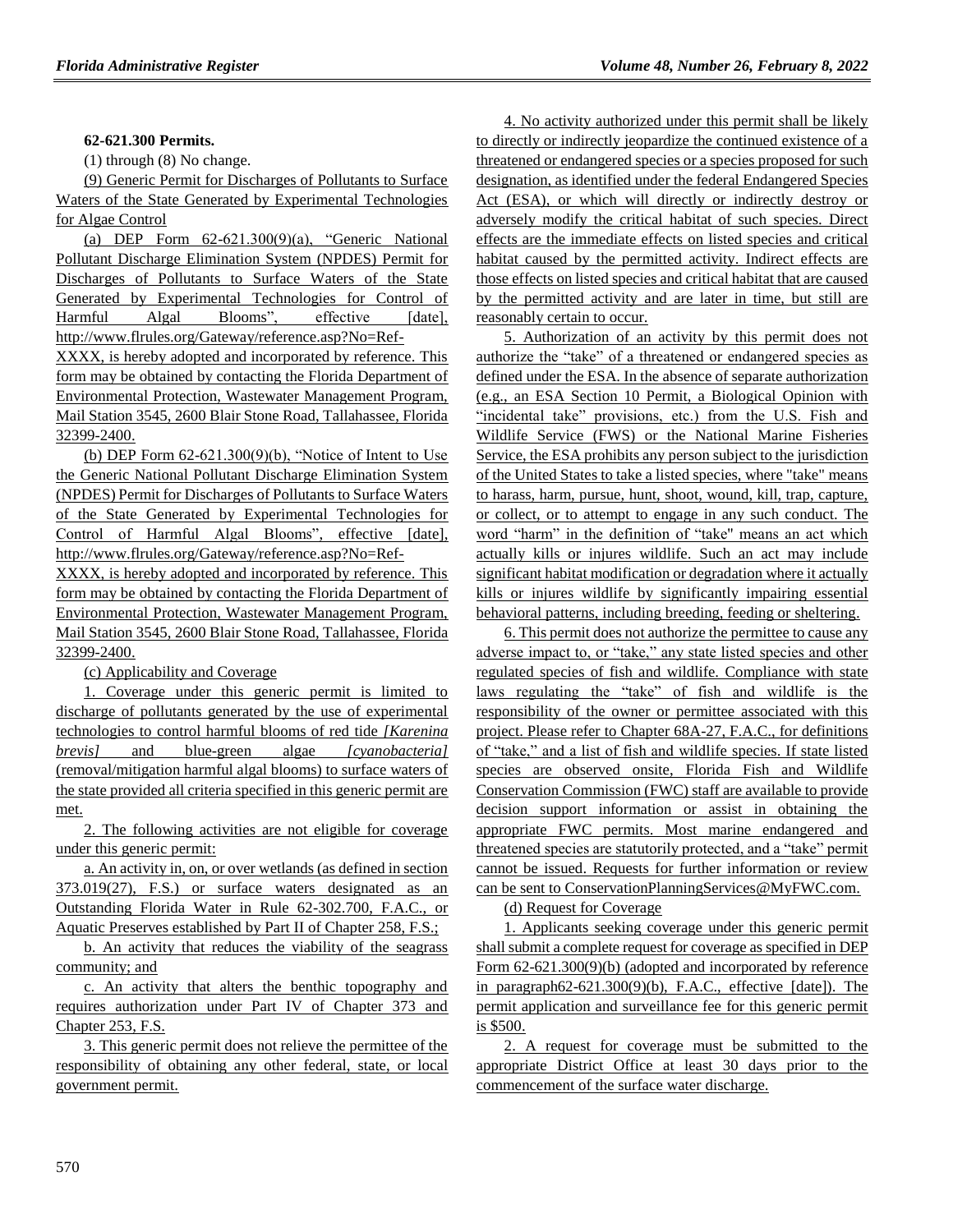**62-621.300 Permits.**

(1) through (8) No change.

(9) Generic Permit for Discharges of Pollutants to Surface Waters of the State Generated by Experimental Technologies for Algae Control

(a) DEP Form 62-621.300(9)(a), "Generic National Pollutant Discharge Elimination System (NPDES) Permit for Discharges of Pollutants to Surface Waters of the State Generated by Experimental Technologies for Control of Harmful Algal Blooms", effective [date], http://www.flrules.org/Gateway/reference.asp?No=Ref-XXXX, is hereby adopted and incorporated by reference. This form may be obtained by contacting the Florida Department of Environmental Protection, Wastewater Management Program, Mail Station 3545, 2600 Blair Stone Road, Tallahassee, Florida 32399-2400.

(b) DEP Form 62-621.300(9)(b), "Notice of Intent to Use the Generic National Pollutant Discharge Elimination System (NPDES) Permit for Discharges of Pollutants to Surface Waters of the State Generated by Experimental Technologies for Control of Harmful Algal Blooms", effective [date], http://www.flrules.org/Gateway/reference.asp?No=Ref-XXXX, is hereby adopted and incorporated by reference. This form may be obtained by contacting the Florida Department of Environmental Protection, Wastewater Management Program, Mail Station 3545, 2600 Blair Stone Road, Tallahassee, Florida 32399-2400.

(c) Applicability and Coverage

1. Coverage under this generic permit is limited to discharge of pollutants generated by the use of experimental technologies to control harmful blooms of red tide *[Karenina brevis]* and blue-green algae *[cyanobacteria]* (removal/mitigation harmful algal blooms) to surface waters of the state provided all criteria specified in this generic permit are met.

2. The following activities are not eligible for coverage under this generic permit:

a. An activity in, on, or over wetlands (as defined in section 373.019(27), F.S.) or surface waters designated as an Outstanding Florida Water in Rule 62-302.700, F.A.C., or Aquatic Preserves established by Part II of Chapter 258, F.S.;

b. An activity that reduces the viability of the seagrass community; and

c. An activity that alters the benthic topography and requires authorization under Part IV of Chapter 373 and Chapter 253, F.S.

3. This generic permit does not relieve the permittee of the responsibility of obtaining any other federal, state, or local government permit.

4. No activity authorized under this permit shall be likely to directly or indirectly jeopardize the continued existence of a threatened or endangered species or a species proposed for such designation, as identified under the federal Endangered Species Act (ESA), or which will directly or indirectly destroy or adversely modify the critical habitat of such species. Direct effects are the immediate effects on listed species and critical habitat caused by the permitted activity. Indirect effects are those effects on listed species and critical habitat that are caused by the permitted activity and are later in time, but still are reasonably certain to occur.

5. Authorization of an activity by this permit does not authorize the "take" of a threatened or endangered species as defined under the ESA. In the absence of separate authorization (e.g., an ESA Section 10 Permit, a Biological Opinion with "incidental take" provisions, etc.) from the U.S. Fish and Wildlife Service (FWS) or the National Marine Fisheries Service, the ESA prohibits any person subject to the jurisdiction of the United States to take a listed species, where "take" means to harass, harm, pursue, hunt, shoot, wound, kill, trap, capture, or collect, or to attempt to engage in any such conduct. The word "harm" in the definition of "take" means an act which actually kills or injures wildlife. Such an act may include significant habitat modification or degradation where it actually kills or injures wildlife by significantly impairing essential behavioral patterns, including breeding, feeding or sheltering.

6. This permit does not authorize the permittee to cause any adverse impact to, or "take," any state listed species and other regulated species of fish and wildlife. Compliance with state laws regulating the "take" of fish and wildlife is the responsibility of the owner or permittee associated with this project. Please refer to Chapter 68A-27, F.A.C., for definitions of "take," and a list of fish and wildlife species. If state listed species are observed onsite, Florida Fish and Wildlife Conservation Commission (FWC) staff are available to provide decision support information or assist in obtaining the appropriate FWC permits. Most marine endangered and threatened species are statutorily protected, and a "take" permit cannot be issued. Requests for further information or review can be sent to ConservationPlanningServices@MyFWC.com.

(d) Request for Coverage

1. Applicants seeking coverage under this generic permit shall submit a complete request for coverage as specified in DEP Form 62-621.300(9)(b) (adopted and incorporated by reference in paragraph62-621.300(9)(b), F.A.C., effective [date]). The permit application and surveillance fee for this generic permit is $500.

2. A request for coverage must be submitted to the appropriate District Office at least 30 days prior to the commencement of the surface water discharge.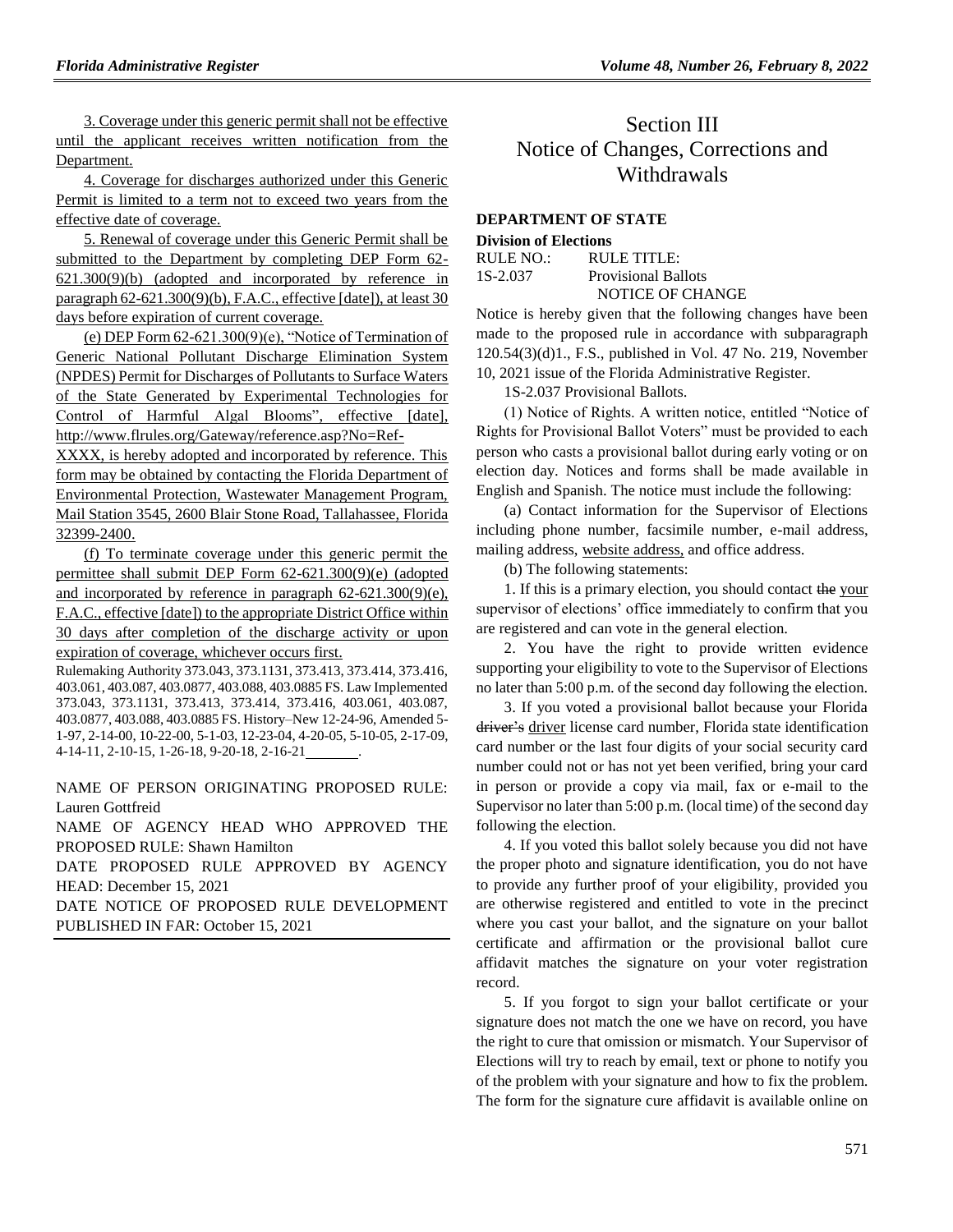3. Coverage under this generic permit shall not be effective until the applicant receives written notification from the Department.

4. Coverage for discharges authorized under this Generic Permit is limited to a term not to exceed two years from the effective date of coverage.

5. Renewal of coverage under this Generic Permit shall be submitted to the Department by completing DEP Form 62-621.300(9)(b) (adopted and incorporated by reference in paragraph 62-621.300(9)(b), F.A.C., effective [date]), at least 30 days before expiration of current coverage.

(e) DEP Form 62-621.300(9)(e), "Notice of Termination of Generic National Pollutant Discharge Elimination System (NPDES) Permit for Discharges of Pollutants to Surface Waters of the State Generated by Experimental Technologies for Control of Harmful Algal Blooms", effective [date], http://www.flrules.org/Gateway/reference.asp?No=Ref-XXXX, is hereby adopted and incorporated by reference. This form may be obtained by contacting the Florida Department of Environmental Protection, Wastewater Management Program, Mail Station 3545, 2600 Blair Stone Road, Tallahassee, Florida 32399-2400.

(f) To terminate coverage under this generic permit the permittee shall submit DEP Form 62-621.300(9)(e) (adopted and incorporated by reference in paragraph 62-621.300(9)(e), F.A.C., effective [date]) to the appropriate District Office within 30 days after completion of the discharge activity or upon expiration of coverage, whichever occurs first.

Rulemaking Authority 373.043, 373.1131, 373.413, 373.414, 373.416, 403.061, 403.087, 403.0877, 403.088, 403.0885 FS. Law Implemented 373.043, 373.1131, 373.413, 373.414, 373.416, 403.061, 403.087, 403.0877, 403.088, 403.0885 FS. History–New 12-24-96, Amended 5-1-97, 2-14-00, 10-22-00, 5-1-03, 12-23-04, 4-20-05, 5-10-05, 2-17-09, 4-14-11, 2-10-15, 1-26-18, 9-20-18, 2-16-21________.

NAME OF PERSON ORIGINATING PROPOSED RULE: Lauren Gottfreid

NAME OF AGENCY HEAD WHO APPROVED THE PROPOSED RULE: Shawn Hamilton

DATE PROPOSED RULE APPROVED BY AGENCY HEAD: December 15, 2021

DATE NOTICE OF PROPOSED RULE DEVELOPMENT PUBLISHED IN FAR: October 15, 2021

# Section III Notice of Changes, Corrections and Withdrawals

**DEPARTMENT OF STATE**

**Division of Elections**

RULE NO.: RULE TITLE:

1S-2.037 Provisional Ballots

NOTICE OF CHANGE

Notice is hereby given that the following changes have been made to the proposed rule in accordance with subparagraph 120.54(3)(d)1., F.S., published in Vol. 47 No. 219, November 10, 2021 issue of the Florida Administrative Register.

1S-2.037 Provisional Ballots.

(1) Notice of Rights. A written notice, entitled "Notice of Rights for Provisional Ballot Voters" must be provided to each person who casts a provisional ballot during early voting or on election day. Notices and forms shall be made available in English and Spanish. The notice must include the following:

(a) Contact information for the Supervisor of Elections including phone number, facsimile number, e-mail address, mailing address, website address, and office address.

(b) The following statements:

1. If this is a primary election, you should contact ~~the~~ your supervisor of elections' office immediately to confirm that you are registered and can vote in the general election.

2. You have the right to provide written evidence supporting your eligibility to vote to the Supervisor of Elections no later than 5:00 p.m. of the second day following the election.

3. If you voted a provisional ballot because your Florida ~~driver's~~ driver license card number, Florida state identification card number or the last four digits of your social security card number could not or has not yet been verified, bring your card in person or provide a copy via mail, fax or e-mail to the Supervisor no later than 5:00 p.m. (local time) of the second day following the election.

4. If you voted this ballot solely because you did not have the proper photo and signature identification, you do not have to provide any further proof of your eligibility, provided you are otherwise registered and entitled to vote in the precinct where you cast your ballot, and the signature on your ballot certificate and affirmation or the provisional ballot cure affidavit matches the signature on your voter registration record.

5. If you forgot to sign your ballot certificate or your signature does not match the one we have on record, you have the right to cure that omission or mismatch. Your Supervisor of Elections will try to reach by email, text or phone to notify you of the problem with your signature and how to fix the problem. The form for the signature cure affidavit is available online on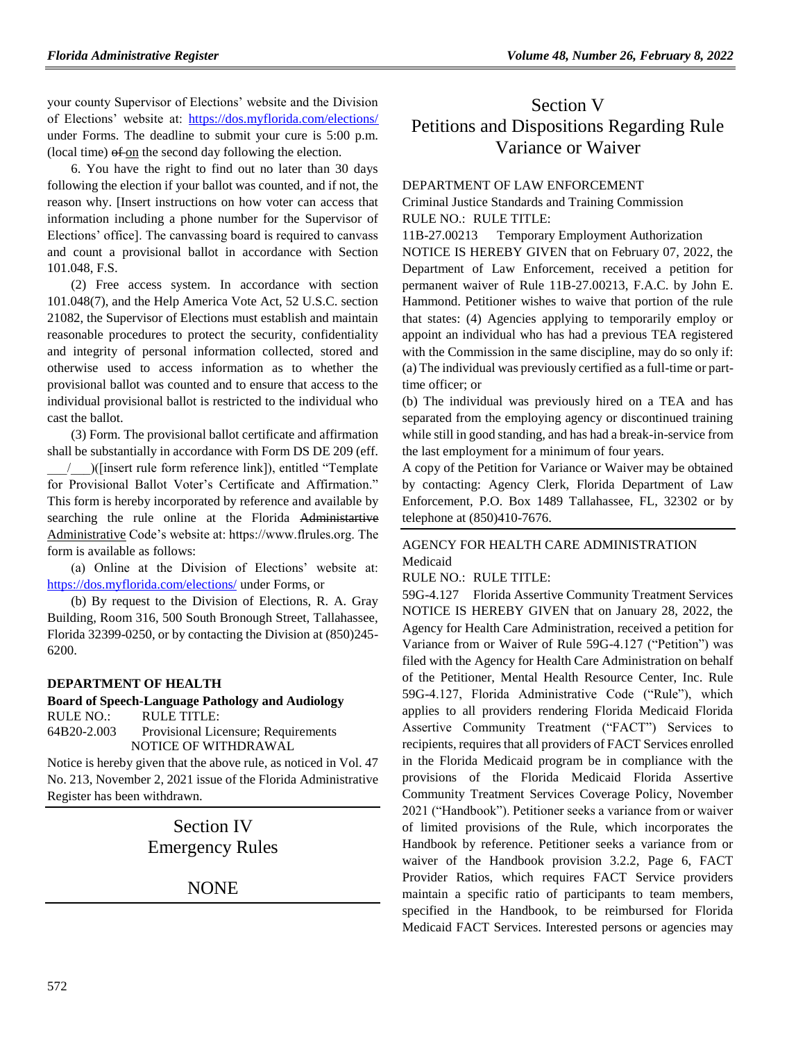your county Supervisor of Elections' website and the Division of Elections' website at: https://dos.myflorida.com/elections/ under Forms. The deadline to submit your cure is 5:00 p.m. (local time) ~~of~~ on the second day following the election.

6. You have the right to find out no later than 30 days following the election if your ballot was counted, and if not, the reason why. [Insert instructions on how voter can access that information including a phone number for the Supervisor of Elections' office]. The canvassing board is required to canvass and count a provisional ballot in accordance with Section 101.048, F.S.

(2) Free access system. In accordance with section 101.048(7), and the Help America Vote Act, 52 U.S.C. section 21082, the Supervisor of Elections must establish and maintain reasonable procedures to protect the security, confidentiality and integrity of personal information collected, stored and otherwise used to access information as to whether the provisional ballot was counted and to ensure that access to the individual provisional ballot is restricted to the individual who cast the ballot.

(3) Form. The provisional ballot certificate and affirmation shall be substantially in accordance with Form DS DE 209 (eff. ___/___)([insert rule form reference link]), entitled "Template for Provisional Ballot Voter's Certificate and Affirmation." This form is hereby incorporated by reference and available by searching the rule online at the Florida ~~Administartive~~ Administrative Code's website at: https://www.flrules.org. The form is available as follows:

(a) Online at the Division of Elections' website at: https://dos.myflorida.com/elections/ under Forms, or

(b) By request to the Division of Elections, R. A. Gray Building, Room 316, 500 South Bronough Street, Tallahassee, Florida 32399-0250, or by contacting the Division at (850)245-6200.

**DEPARTMENT OF HEALTH**

**Board of Speech-Language Pathology and Audiology**

RULE NO.: RULE TITLE:

64B20-2.003 Provisional Licensure; Requirements

NOTICE OF WITHDRAWAL

Notice is hereby given that the above rule, as noticed in Vol. 47 No. 213, November 2, 2021 issue of the Florida Administrative Register has been withdrawn.

# Section IV Emergency Rules

NONE

# Section V Petitions and Dispositions Regarding Rule Variance or Waiver

DEPARTMENT OF LAW ENFORCEMENT

Criminal Justice Standards and Training Commission

RULE NO.: RULE TITLE:

11B-27.00213 Temporary Employment Authorization

NOTICE IS HEREBY GIVEN that on February 07, 2022, the Department of Law Enforcement, received a petition for permanent waiver of Rule 11B-27.00213, F.A.C. by John E. Hammond. Petitioner wishes to waive that portion of the rule that states: (4) Agencies applying to temporarily employ or appoint an individual who has had a previous TEA registered with the Commission in the same discipline, may do so only if:

(a) The individual was previously certified as a full-time or part-time officer; or

(b) The individual was previously hired on a TEA and has separated from the employing agency or discontinued training while still in good standing, and has had a break-in-service from the last employment for a minimum of four years.

A copy of the Petition for Variance or Waiver may be obtained by contacting: Agency Clerk, Florida Department of Law Enforcement, P.O. Box 1489 Tallahassee, FL, 32302 or by telephone at (850)410-7676.

AGENCY FOR HEALTH CARE ADMINISTRATION

Medicaid

RULE NO.: RULE TITLE:

59G-4.127 Florida Assertive Community Treatment Services

NOTICE IS HEREBY GIVEN that on January 28, 2022, the Agency for Health Care Administration, received a petition for Variance from or Waiver of Rule 59G-4.127 ("Petition") was filed with the Agency for Health Care Administration on behalf of the Petitioner, Mental Health Resource Center, Inc. Rule 59G-4.127, Florida Administrative Code ("Rule"), which applies to all providers rendering Florida Medicaid Florida Assertive Community Treatment ("FACT") Services to recipients, requires that all providers of FACT Services enrolled in the Florida Medicaid program be in compliance with the provisions of the Florida Medicaid Florida Assertive Community Treatment Services Coverage Policy, November 2021 ("Handbook"). Petitioner seeks a variance from or waiver of limited provisions of the Rule, which incorporates the Handbook by reference. Petitioner seeks a variance from or waiver of the Handbook provision 3.2.2, Page 6, FACT Provider Ratios, which requires FACT Service providers maintain a specific ratio of participants to team members, specified in the Handbook, to be reimbursed for Florida Medicaid FACT Services. Interested persons or agencies may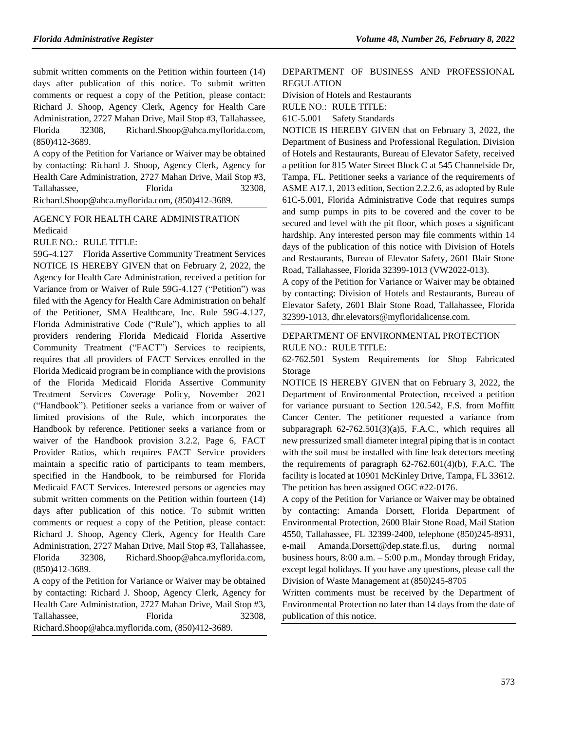submit written comments on the Petition within fourteen (14) days after publication of this notice. To submit written comments or request a copy of the Petition, please contact: Richard J. Shoop, Agency Clerk, Agency for Health Care Administration, 2727 Mahan Drive, Mail Stop #3, Tallahassee, Florida 32308, Richard.Shoop@ahca.myflorida.com, (850)412-3689.

A copy of the Petition for Variance or Waiver may be obtained by contacting: Richard J. Shoop, Agency Clerk, Agency for Health Care Administration, 2727 Mahan Drive, Mail Stop #3, Tallahassee, Florida 32308, Richard.Shoop@ahca.myflorida.com, (850)412-3689.

AGENCY FOR HEALTH CARE ADMINISTRATION

Medicaid

RULE NO.: RULE TITLE:

59G-4.127 Florida Assertive Community Treatment Services

NOTICE IS HEREBY GIVEN that on February 2, 2022, the Agency for Health Care Administration, received a petition for Variance from or Waiver of Rule 59G-4.127 ("Petition") was filed with the Agency for Health Care Administration on behalf of the Petitioner, SMA Healthcare, Inc. Rule 59G-4.127, Florida Administrative Code ("Rule"), which applies to all providers rendering Florida Medicaid Florida Assertive Community Treatment ("FACT") Services to recipients, requires that all providers of FACT Services enrolled in the Florida Medicaid program be in compliance with the provisions of the Florida Medicaid Florida Assertive Community Treatment Services Coverage Policy, November 2021 ("Handbook"). Petitioner seeks a variance from or waiver of limited provisions of the Rule, which incorporates the Handbook by reference. Petitioner seeks a variance from or waiver of the Handbook provision 3.2.2, Page 6, FACT Provider Ratios, which requires FACT Service providers maintain a specific ratio of participants to team members, specified in the Handbook, to be reimbursed for Florida Medicaid FACT Services. Interested persons or agencies may submit written comments on the Petition within fourteen (14) days after publication of this notice. To submit written comments or request a copy of the Petition, please contact: Richard J. Shoop, Agency Clerk, Agency for Health Care Administration, 2727 Mahan Drive, Mail Stop #3, Tallahassee, Florida 32308, Richard.Shoop@ahca.myflorida.com, (850)412-3689.

A copy of the Petition for Variance or Waiver may be obtained by contacting: Richard J. Shoop, Agency Clerk, Agency for Health Care Administration, 2727 Mahan Drive, Mail Stop #3, Tallahassee, Florida 32308, Richard.Shoop@ahca.myflorida.com, (850)412-3689.

DEPARTMENT OF BUSINESS AND PROFESSIONAL REGULATION

Division of Hotels and Restaurants

RULE NO.: RULE TITLE:

61C-5.001 Safety Standards

NOTICE IS HEREBY GIVEN that on February 3, 2022, the Department of Business and Professional Regulation, Division of Hotels and Restaurants, Bureau of Elevator Safety, received a petition for 815 Water Street Block C at 545 Channelside Dr, Tampa, FL. Petitioner seeks a variance of the requirements of ASME A17.1, 2013 edition, Section 2.2.2.6, as adopted by Rule 61C-5.001, Florida Administrative Code that requires sumps and sump pumps in pits to be covered and the cover to be secured and level with the pit floor, which poses a significant hardship. Any interested person may file comments within 14 days of the publication of this notice with Division of Hotels and Restaurants, Bureau of Elevator Safety, 2601 Blair Stone Road, Tallahassee, Florida 32399-1013 (VW2022-013).

A copy of the Petition for Variance or Waiver may be obtained by contacting: Division of Hotels and Restaurants, Bureau of Elevator Safety, 2601 Blair Stone Road, Tallahassee, Florida 32399-1013, dhr.elevators@myfloridalicense.com.

DEPARTMENT OF ENVIRONMENTAL PROTECTION

RULE NO.: RULE TITLE:

62-762.501 System Requirements for Shop Fabricated Storage

NOTICE IS HEREBY GIVEN that on February 3, 2022, the Department of Environmental Protection, received a petition for variance pursuant to Section 120.542, F.S. from Moffitt Cancer Center. The petitioner requested a variance from subparagraph 62-762.501(3)(a)5, F.A.C., which requires all new pressurized small diameter integral piping that is in contact with the soil must be installed with line leak detectors meeting the requirements of paragraph 62-762.601(4)(b), F.A.C. The facility is located at 10901 McKinley Drive, Tampa, FL 33612. The petition has been assigned OGC #22-0176.

A copy of the Petition for Variance or Waiver may be obtained by contacting: Amanda Dorsett, Florida Department of Environmental Protection, 2600 Blair Stone Road, Mail Station 4550, Tallahassee, FL 32399-2400, telephone (850)245-8931, e-mail Amanda.Dorsett@dep.state.fl.us, during normal business hours, 8:00 a.m. – 5:00 p.m., Monday through Friday, except legal holidays. If you have any questions, please call the Division of Waste Management at (850)245-8705

Written comments must be received by the Department of Environmental Protection no later than 14 days from the date of publication of this notice.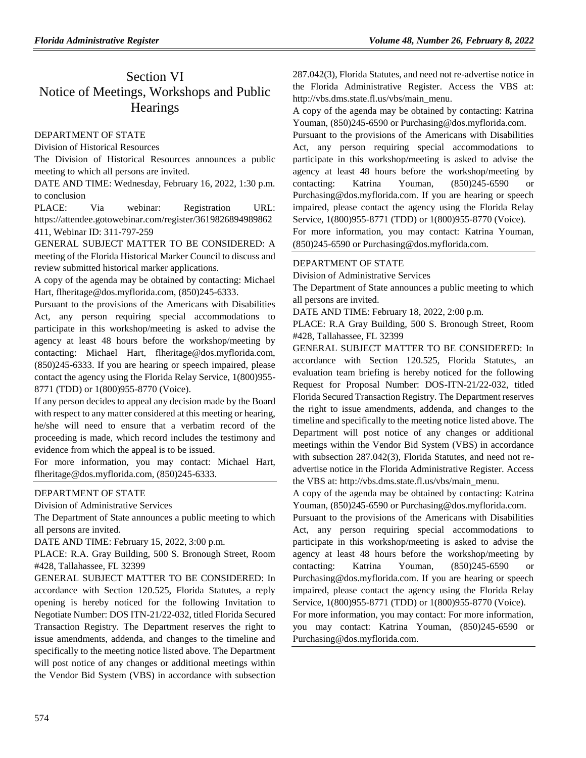# Section VI
# Notice of Meetings, Workshops and Public Hearings

DEPARTMENT OF STATE

Division of Historical Resources

The Division of Historical Resources announces a public meeting to which all persons are invited.

DATE AND TIME: Wednesday, February 16, 2022, 1:30 p.m. to conclusion

PLACE: Via webinar: Registration URL: https://attendee.gotowebinar.com/register/3619826894989862411, Webinar ID: 311-797-259

GENERAL SUBJECT MATTER TO BE CONSIDERED: A meeting of the Florida Historical Marker Council to discuss and review submitted historical marker applications.

A copy of the agenda may be obtained by contacting: Michael Hart, flheritage@dos.myflorida.com, (850)245-6333.

Pursuant to the provisions of the Americans with Disabilities Act, any person requiring special accommodations to participate in this workshop/meeting is asked to advise the agency at least 48 hours before the workshop/meeting by contacting: Michael Hart, flheritage@dos.myflorida.com, (850)245-6333. If you are hearing or speech impaired, please contact the agency using the Florida Relay Service, 1(800)955-8771 (TDD) or 1(800)955-8770 (Voice).

If any person decides to appeal any decision made by the Board with respect to any matter considered at this meeting or hearing, he/she will need to ensure that a verbatim record of the proceeding is made, which record includes the testimony and evidence from which the appeal is to be issued.

For more information, you may contact: Michael Hart, flheritage@dos.myflorida.com, (850)245-6333.

---

DEPARTMENT OF STATE

Division of Administrative Services

The Department of State announces a public meeting to which all persons are invited.

DATE AND TIME: February 15, 2022, 3:00 p.m.

PLACE: R.A. Gray Building, 500 S. Bronough Street, Room #428, Tallahassee, FL 32399

GENERAL SUBJECT MATTER TO BE CONSIDERED: In accordance with Section 120.525, Florida Statutes, a reply opening is hereby noticed for the following Invitation to Negotiate Number: DOS ITN-21/22-032, titled Florida Secured Transaction Registry. The Department reserves the right to issue amendments, addenda, and changes to the timeline and specifically to the meeting notice listed above. The Department will post notice of any changes or additional meetings within the Vendor Bid System (VBS) in accordance with subsection 287.042(3), Florida Statutes, and need not re-advertise notice in the Florida Administrative Register. Access the VBS at: http://vbs.dms.state.fl.us/vbs/main_menu.

A copy of the agenda may be obtained by contacting: Katrina Youman, (850)245-6590 or Purchasing@dos.myflorida.com.

Pursuant to the provisions of the Americans with Disabilities Act, any person requiring special accommodations to participate in this workshop/meeting is asked to advise the agency at least 48 hours before the workshop/meeting by contacting: Katrina Youman, (850)245-6590 or Purchasing@dos.myflorida.com. If you are hearing or speech impaired, please contact the agency using the Florida Relay Service, 1(800)955-8771 (TDD) or 1(800)955-8770 (Voice).

For more information, you may contact: Katrina Youman, (850)245-6590 or Purchasing@dos.myflorida.com.

---

DEPARTMENT OF STATE

Division of Administrative Services

The Department of State announces a public meeting to which all persons are invited.

DATE AND TIME: February 18, 2022, 2:00 p.m.

PLACE: R.A Gray Building, 500 S. Bronough Street, Room #428, Tallahassee, FL 32399

GENERAL SUBJECT MATTER TO BE CONSIDERED: In accordance with Section 120.525, Florida Statutes, an evaluation team briefing is hereby noticed for the following Request for Proposal Number: DOS-ITN-21/22-032, titled Florida Secured Transaction Registry. The Department reserves the right to issue amendments, addenda, and changes to the timeline and specifically to the meeting notice listed above. The Department will post notice of any changes or additional meetings within the Vendor Bid System (VBS) in accordance with subsection 287.042(3), Florida Statutes, and need not re-advertise notice in the Florida Administrative Register. Access the VBS at: http://vbs.dms.state.fl.us/vbs/main_menu.

A copy of the agenda may be obtained by contacting: Katrina Youman, (850)245-6590 or Purchasing@dos.myflorida.com.

Pursuant to the provisions of the Americans with Disabilities Act, any person requiring special accommodations to participate in this workshop/meeting is asked to advise the agency at least 48 hours before the workshop/meeting by contacting: Katrina Youman, (850)245-6590 or Purchasing@dos.myflorida.com. If you are hearing or speech impaired, please contact the agency using the Florida Relay Service, 1(800)955-8771 (TDD) or 1(800)955-8770 (Voice).

For more information, you may contact: For more information, you may contact: Katrina Youman, (850)245-6590 or Purchasing@dos.myflorida.com.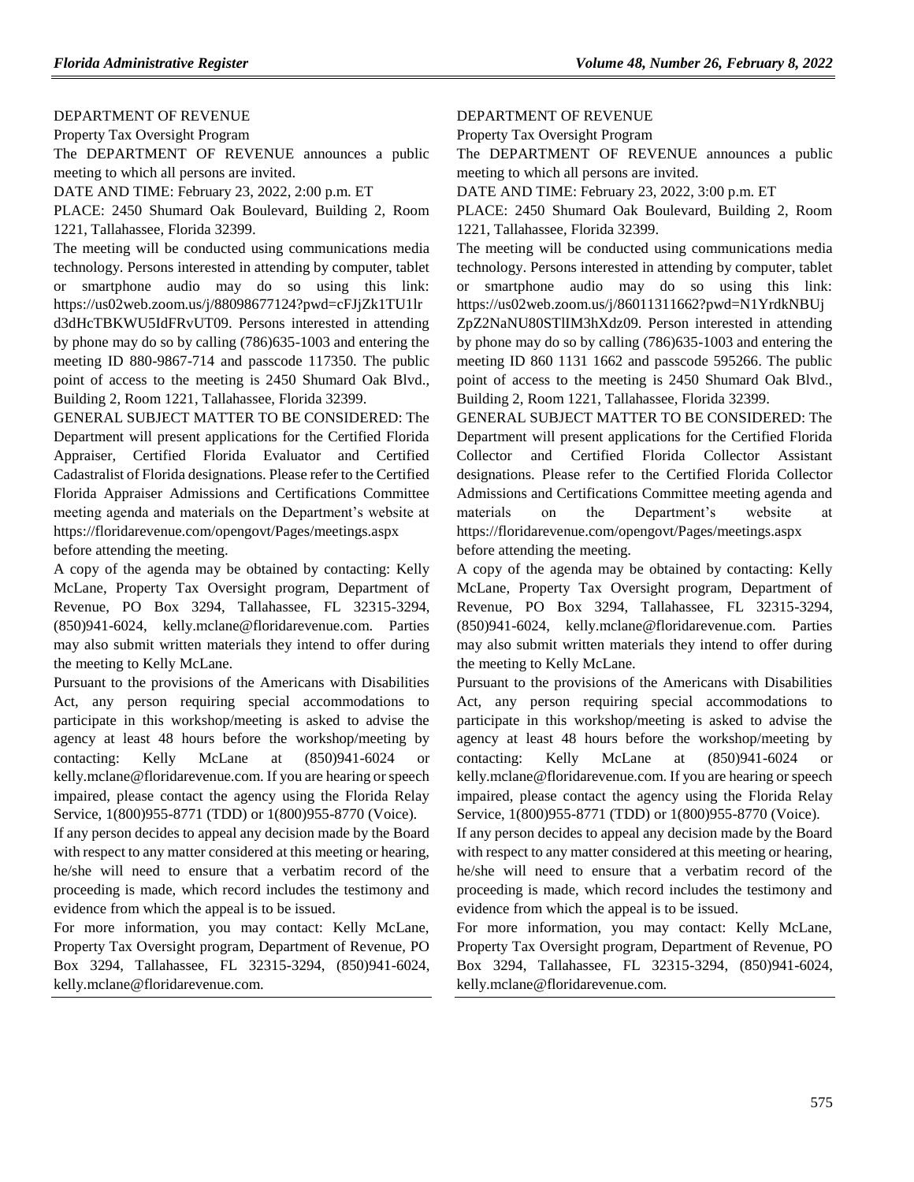DEPARTMENT OF REVENUE

Property Tax Oversight Program

The DEPARTMENT OF REVENUE announces a public meeting to which all persons are invited.

DATE AND TIME: February 23, 2022, 2:00 p.m. ET

PLACE: 2450 Shumard Oak Boulevard, Building 2, Room 1221, Tallahassee, Florida 32399.

The meeting will be conducted using communications media technology. Persons interested in attending by computer, tablet or smartphone audio may do so using this link: https://us02web.zoom.us/j/88098677124?pwd=cFJjZk1TU1lrd3dHcTBKWU5IdFRvUT09. Persons interested in attending by phone may do so by calling (786)635-1003 and entering the meeting ID 880-9867-714 and passcode 117350. The public point of access to the meeting is 2450 Shumard Oak Blvd., Building 2, Room 1221, Tallahassee, Florida 32399.

GENERAL SUBJECT MATTER TO BE CONSIDERED: The Department will present applications for the Certified Florida Appraiser, Certified Florida Evaluator and Certified Cadastralist of Florida designations. Please refer to the Certified Florida Appraiser Admissions and Certifications Committee meeting agenda and materials on the Department's website at https://floridarevenue.com/opengovt/Pages/meetings.aspx before attending the meeting.

A copy of the agenda may be obtained by contacting: Kelly McLane, Property Tax Oversight program, Department of Revenue, PO Box 3294, Tallahassee, FL 32315-3294, (850)941-6024, kelly.mclane@floridarevenue.com. Parties may also submit written materials they intend to offer during the meeting to Kelly McLane.

Pursuant to the provisions of the Americans with Disabilities Act, any person requiring special accommodations to participate in this workshop/meeting is asked to advise the agency at least 48 hours before the workshop/meeting by contacting: Kelly McLane at (850)941-6024 or kelly.mclane@floridarevenue.com. If you are hearing or speech impaired, please contact the agency using the Florida Relay Service, 1(800)955-8771 (TDD) or 1(800)955-8770 (Voice).

If any person decides to appeal any decision made by the Board with respect to any matter considered at this meeting or hearing, he/she will need to ensure that a verbatim record of the proceeding is made, which record includes the testimony and evidence from which the appeal is to be issued.

For more information, you may contact: Kelly McLane, Property Tax Oversight program, Department of Revenue, PO Box 3294, Tallahassee, FL 32315-3294, (850)941-6024, kelly.mclane@floridarevenue.com.

---

DEPARTMENT OF REVENUE

Property Tax Oversight Program

The DEPARTMENT OF REVENUE announces a public meeting to which all persons are invited.

DATE AND TIME: February 23, 2022, 3:00 p.m. ET

PLACE: 2450 Shumard Oak Boulevard, Building 2, Room 1221, Tallahassee, Florida 32399.

The meeting will be conducted using communications media technology. Persons interested in attending by computer, tablet or smartphone audio may do so using this link: https://us02web.zoom.us/j/86011311662?pwd=N1YrdkNBUjZpZ2NaNU80STlIM3hXdz09. Person interested in attending by phone may do so by calling (786)635-1003 and entering the meeting ID 860 1131 1662 and passcode 595266. The public point of access to the meeting is 2450 Shumard Oak Blvd., Building 2, Room 1221, Tallahassee, Florida 32399.

GENERAL SUBJECT MATTER TO BE CONSIDERED: The Department will present applications for the Certified Florida Collector and Certified Florida Collector Assistant designations. Please refer to the Certified Florida Collector Admissions and Certifications Committee meeting agenda and materials on the Department's website at https://floridarevenue.com/opengovt/Pages/meetings.aspx before attending the meeting.

A copy of the agenda may be obtained by contacting: Kelly McLane, Property Tax Oversight program, Department of Revenue, PO Box 3294, Tallahassee, FL 32315-3294, (850)941-6024, kelly.mclane@floridarevenue.com. Parties may also submit written materials they intend to offer during the meeting to Kelly McLane.

Pursuant to the provisions of the Americans with Disabilities Act, any person requiring special accommodations to participate in this workshop/meeting is asked to advise the agency at least 48 hours before the workshop/meeting by contacting: Kelly McLane at (850)941-6024 or kelly.mclane@floridarevenue.com. If you are hearing or speech impaired, please contact the agency using the Florida Relay Service, 1(800)955-8771 (TDD) or 1(800)955-8770 (Voice).

If any person decides to appeal any decision made by the Board with respect to any matter considered at this meeting or hearing, he/she will need to ensure that a verbatim record of the proceeding is made, which record includes the testimony and evidence from which the appeal is to be issued.

For more information, you may contact: Kelly McLane, Property Tax Oversight program, Department of Revenue, PO Box 3294, Tallahassee, FL 32315-3294, (850)941-6024, kelly.mclane@floridarevenue.com.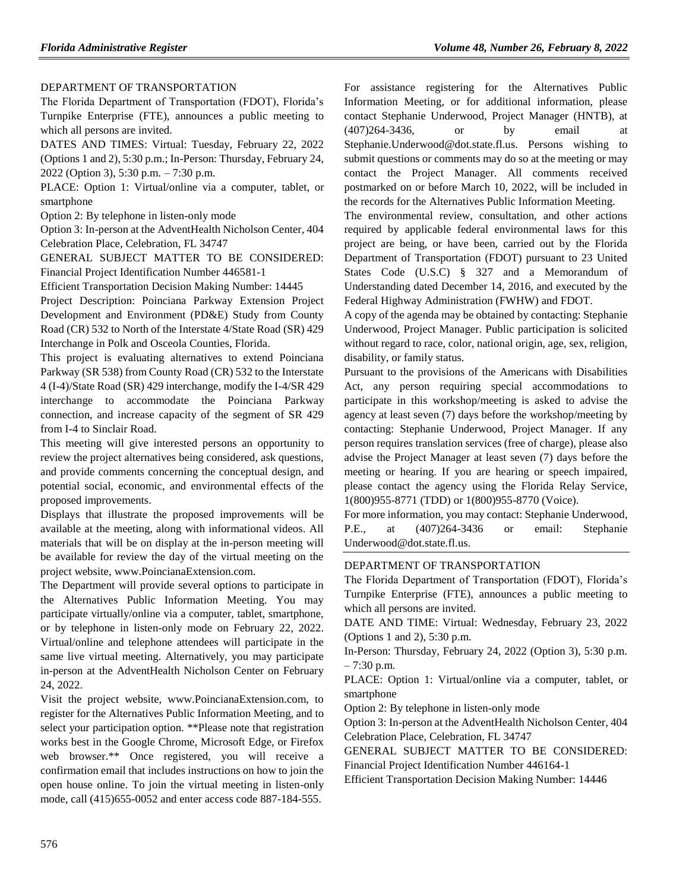DEPARTMENT OF TRANSPORTATION

The Florida Department of Transportation (FDOT), Florida's Turnpike Enterprise (FTE), announces a public meeting to which all persons are invited.

DATES AND TIMES: Virtual: Tuesday, February 22, 2022 (Options 1 and 2), 5:30 p.m.; In-Person: Thursday, February 24, 2022 (Option 3), 5:30 p.m. – 7:30 p.m.

PLACE: Option 1: Virtual/online via a computer, tablet, or smartphone

Option 2: By telephone in listen-only mode

Option 3: In-person at the AdventHealth Nicholson Center, 404 Celebration Place, Celebration, FL 34747

GENERAL SUBJECT MATTER TO BE CONSIDERED: Financial Project Identification Number 446581-1

Efficient Transportation Decision Making Number: 14445

Project Description: Poinciana Parkway Extension Project Development and Environment (PD&E) Study from County Road (CR) 532 to North of the Interstate 4/State Road (SR) 429 Interchange in Polk and Osceola Counties, Florida.

This project is evaluating alternatives to extend Poinciana Parkway (SR 538) from County Road (CR) 532 to the Interstate 4 (I-4)/State Road (SR) 429 interchange, modify the I-4/SR 429 interchange to accommodate the Poinciana Parkway connection, and increase capacity of the segment of SR 429 from I-4 to Sinclair Road.

This meeting will give interested persons an opportunity to review the project alternatives being considered, ask questions, and provide comments concerning the conceptual design, and potential social, economic, and environmental effects of the proposed improvements.

Displays that illustrate the proposed improvements will be available at the meeting, along with informational videos. All materials that will be on display at the in-person meeting will be available for review the day of the virtual meeting on the project website, www.PoincianaExtension.com.

The Department will provide several options to participate in the Alternatives Public Information Meeting. You may participate virtually/online via a computer, tablet, smartphone, or by telephone in listen-only mode on February 22, 2022. Virtual/online and telephone attendees will participate in the same live virtual meeting. Alternatively, you may participate in-person at the AdventHealth Nicholson Center on February 24, 2022.

Visit the project website, www.PoincianaExtension.com, to register for the Alternatives Public Information Meeting, and to select your participation option. **Please note that registration works best in the Google Chrome, Microsoft Edge, or Firefox web browser.** Once registered, you will receive a confirmation email that includes instructions on how to join the open house online. To join the virtual meeting in listen-only mode, call (415)655-0052 and enter access code 887-184-555.

For assistance registering for the Alternatives Public Information Meeting, or for additional information, please contact Stephanie Underwood, Project Manager (HNTB), at (407)264-3436, or by email at Stephanie.Underwood@dot.state.fl.us. Persons wishing to submit questions or comments may do so at the meeting or may contact the Project Manager. All comments received postmarked on or before March 10, 2022, will be included in the records for the Alternatives Public Information Meeting.

The environmental review, consultation, and other actions required by applicable federal environmental laws for this project are being, or have been, carried out by the Florida Department of Transportation (FDOT) pursuant to 23 United States Code (U.S.C) § 327 and a Memorandum of Understanding dated December 14, 2016, and executed by the Federal Highway Administration (FWHW) and FDOT.

A copy of the agenda may be obtained by contacting: Stephanie Underwood, Project Manager. Public participation is solicited without regard to race, color, national origin, age, sex, religion, disability, or family status.

Pursuant to the provisions of the Americans with Disabilities Act, any person requiring special accommodations to participate in this workshop/meeting is asked to advise the agency at least seven (7) days before the workshop/meeting by contacting: Stephanie Underwood, Project Manager. If any person requires translation services (free of charge), please also advise the Project Manager at least seven (7) days before the meeting or hearing. If you are hearing or speech impaired, please contact the agency using the Florida Relay Service, 1(800)955-8771 (TDD) or 1(800)955-8770 (Voice).

For more information, you may contact: Stephanie Underwood, P.E., at (407)264-3436 or email: Stephanie Underwood@dot.state.fl.us.

---

DEPARTMENT OF TRANSPORTATION

The Florida Department of Transportation (FDOT), Florida's Turnpike Enterprise (FTE), announces a public meeting to which all persons are invited.

DATE AND TIME: Virtual: Wednesday, February 23, 2022 (Options 1 and 2), 5:30 p.m.

In-Person: Thursday, February 24, 2022 (Option 3), 5:30 p.m. – 7:30 p.m.

PLACE: Option 1: Virtual/online via a computer, tablet, or smartphone

Option 2: By telephone in listen-only mode

Option 3: In-person at the AdventHealth Nicholson Center, 404 Celebration Place, Celebration, FL 34747

GENERAL SUBJECT MATTER TO BE CONSIDERED: Financial Project Identification Number 446164-1

Efficient Transportation Decision Making Number: 14446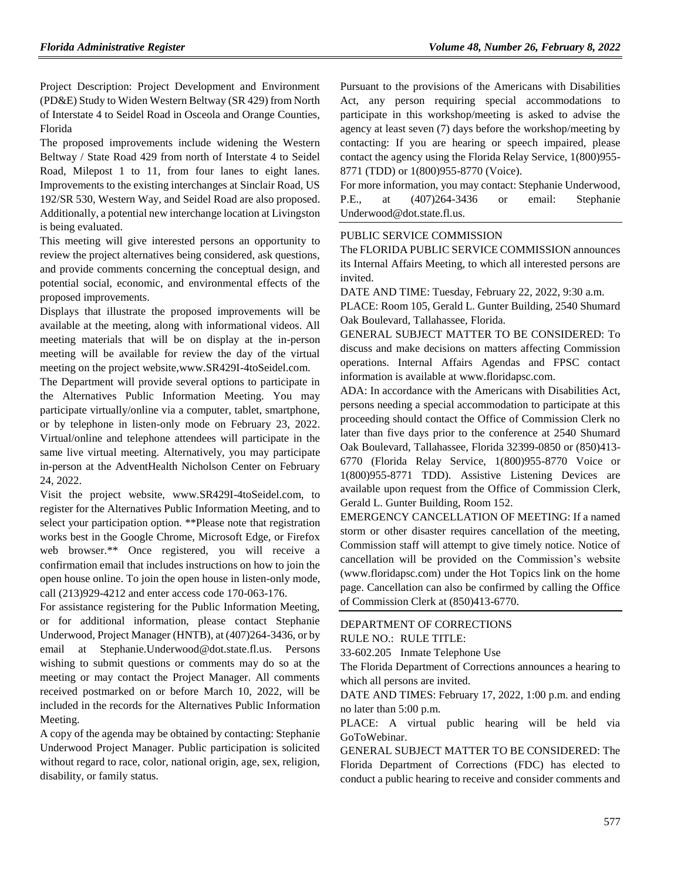Project Description: Project Development and Environment (PD&E) Study to Widen Western Beltway (SR 429) from North of Interstate 4 to Seidel Road in Osceola and Orange Counties, Florida

The proposed improvements include widening the Western Beltway / State Road 429 from north of Interstate 4 to Seidel Road, Milepost 1 to 11, from four lanes to eight lanes. Improvements to the existing interchanges at Sinclair Road, US 192/SR 530, Western Way, and Seidel Road are also proposed. Additionally, a potential new interchange location at Livingston is being evaluated.

This meeting will give interested persons an opportunity to review the project alternatives being considered, ask questions, and provide comments concerning the conceptual design, and potential social, economic, and environmental effects of the proposed improvements.

Displays that illustrate the proposed improvements will be available at the meeting, along with informational videos. All meeting materials that will be on display at the in-person meeting will be available for review the day of the virtual meeting on the project website,www.SR429I-4toSeidel.com.

The Department will provide several options to participate in the Alternatives Public Information Meeting. You may participate virtually/online via a computer, tablet, smartphone, or by telephone in listen-only mode on February 23, 2022. Virtual/online and telephone attendees will participate in the same live virtual meeting. Alternatively, you may participate in-person at the AdventHealth Nicholson Center on February 24, 2022.

Visit the project website, www.SR429I-4toSeidel.com, to register for the Alternatives Public Information Meeting, and to select your participation option. **Please note that registration works best in the Google Chrome, Microsoft Edge, or Firefox web browser.** Once registered, you will receive a confirmation email that includes instructions on how to join the open house online. To join the open house in listen-only mode, call (213)929-4212 and enter access code 170-063-176.

For assistance registering for the Public Information Meeting, or for additional information, please contact Stephanie Underwood, Project Manager (HNTB), at (407)264-3436, or by email at Stephanie.Underwood@dot.state.fl.us. Persons wishing to submit questions or comments may do so at the meeting or may contact the Project Manager. All comments received postmarked on or before March 10, 2022, will be included in the records for the Alternatives Public Information Meeting.

A copy of the agenda may be obtained by contacting: Stephanie Underwood Project Manager. Public participation is solicited without regard to race, color, national origin, age, sex, religion, disability, or family status.

Pursuant to the provisions of the Americans with Disabilities Act, any person requiring special accommodations to participate in this workshop/meeting is asked to advise the agency at least seven (7) days before the workshop/meeting by contacting: If you are hearing or speech impaired, please contact the agency using the Florida Relay Service, 1(800)955-8771 (TDD) or 1(800)955-8770 (Voice).

For more information, you may contact: Stephanie Underwood, P.E., at (407)264-3436 or email: Stephanie Underwood@dot.state.fl.us.

---

PUBLIC SERVICE COMMISSION

The FLORIDA PUBLIC SERVICE COMMISSION announces its Internal Affairs Meeting, to which all interested persons are invited.

DATE AND TIME: Tuesday, February 22, 2022, 9:30 a.m.

PLACE: Room 105, Gerald L. Gunter Building, 2540 Shumard Oak Boulevard, Tallahassee, Florida.

GENERAL SUBJECT MATTER TO BE CONSIDERED: To discuss and make decisions on matters affecting Commission operations. Internal Affairs Agendas and FPSC contact information is available at www.floridapsc.com.

ADA: In accordance with the Americans with Disabilities Act, persons needing a special accommodation to participate at this proceeding should contact the Office of Commission Clerk no later than five days prior to the conference at 2540 Shumard Oak Boulevard, Tallahassee, Florida 32399-0850 or (850)413-6770 (Florida Relay Service, 1(800)955-8770 Voice or 1(800)955-8771 TDD). Assistive Listening Devices are available upon request from the Office of Commission Clerk, Gerald L. Gunter Building, Room 152.

EMERGENCY CANCELLATION OF MEETING: If a named storm or other disaster requires cancellation of the meeting, Commission staff will attempt to give timely notice. Notice of cancellation will be provided on the Commission's website (www.floridapsc.com) under the Hot Topics link on the home page. Cancellation can also be confirmed by calling the Office of Commission Clerk at (850)413-6770.

---

DEPARTMENT OF CORRECTIONS

RULE NO.: RULE TITLE:

33-602.205 Inmate Telephone Use

The Florida Department of Corrections announces a hearing to which all persons are invited.

DATE AND TIMES: February 17, 2022, 1:00 p.m. and ending no later than 5:00 p.m.

PLACE: A virtual public hearing will be held via GoToWebinar.

GENERAL SUBJECT MATTER TO BE CONSIDERED: The Florida Department of Corrections (FDC) has elected to conduct a public hearing to receive and consider comments and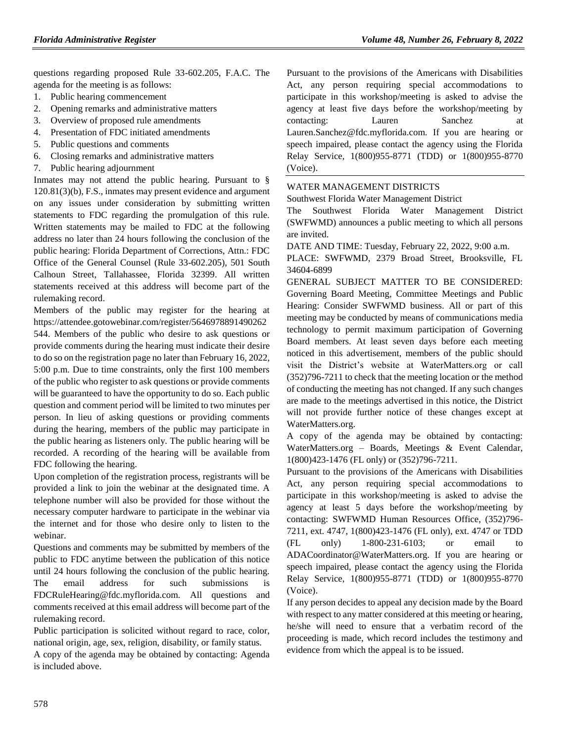questions regarding proposed Rule 33-602.205, F.A.C. The agenda for the meeting is as follows:

1. Public hearing commencement
2. Opening remarks and administrative matters
3. Overview of proposed rule amendments
4. Presentation of FDC initiated amendments
5. Public questions and comments
6. Closing remarks and administrative matters
7. Public hearing adjournment

Inmates may not attend the public hearing. Pursuant to § 120.81(3)(b), F.S., inmates may present evidence and argument on any issues under consideration by submitting written statements to FDC regarding the promulgation of this rule. Written statements may be mailed to FDC at the following address no later than 24 hours following the conclusion of the public hearing: Florida Department of Corrections, Attn.: FDC Office of the General Counsel (Rule 33-602.205), 501 South Calhoun Street, Tallahassee, Florida 32399. All written statements received at this address will become part of the rulemaking record.

Members of the public may register for the hearing at https://attendee.gotowebinar.com/register/5646978891490262544. Members of the public who desire to ask questions or provide comments during the hearing must indicate their desire to do so on the registration page no later than February 16, 2022, 5:00 p.m. Due to time constraints, only the first 100 members of the public who register to ask questions or provide comments will be guaranteed to have the opportunity to do so. Each public question and comment period will be limited to two minutes per person. In lieu of asking questions or providing comments during the hearing, members of the public may participate in the public hearing as listeners only. The public hearing will be recorded. A recording of the hearing will be available from FDC following the hearing.

Upon completion of the registration process, registrants will be provided a link to join the webinar at the designated time. A telephone number will also be provided for those without the necessary computer hardware to participate in the webinar via the internet and for those who desire only to listen to the webinar.

Questions and comments may be submitted by members of the public to FDC anytime between the publication of this notice until 24 hours following the conclusion of the public hearing. The email address for such submissions is FDCRuleHearing@fdc.myflorida.com. All questions and comments received at this email address will become part of the rulemaking record.

Public participation is solicited without regard to race, color, national origin, age, sex, religion, disability, or family status.

A copy of the agenda may be obtained by contacting: Agenda is included above.

Pursuant to the provisions of the Americans with Disabilities Act, any person requiring special accommodations to participate in this workshop/meeting is asked to advise the agency at least five days before the workshop/meeting by contacting: Lauren Sanchez at Lauren.Sanchez@fdc.myflorida.com. If you are hearing or speech impaired, please contact the agency using the Florida Relay Service, 1(800)955-8771 (TDD) or 1(800)955-8770 (Voice).

---

WATER MANAGEMENT DISTRICTS

Southwest Florida Water Management District

The Southwest Florida Water Management District (SWFWMD) announces a public meeting to which all persons are invited.

DATE AND TIME: Tuesday, February 22, 2022, 9:00 a.m.

PLACE: SWFWMD, 2379 Broad Street, Brooksville, FL 34604-6899

GENERAL SUBJECT MATTER TO BE CONSIDERED: Governing Board Meeting, Committee Meetings and Public Hearing: Consider SWFWMD business. All or part of this meeting may be conducted by means of communications media technology to permit maximum participation of Governing Board members. At least seven days before each meeting noticed in this advertisement, members of the public should visit the District's website at WaterMatters.org or call (352)796-7211 to check that the meeting location or the method of conducting the meeting has not changed. If any such changes are made to the meetings advertised in this notice, the District will not provide further notice of these changes except at WaterMatters.org.

A copy of the agenda may be obtained by contacting: WaterMatters.org – Boards, Meetings & Event Calendar, 1(800)423-1476 (FL only) or (352)796-7211.

Pursuant to the provisions of the Americans with Disabilities Act, any person requiring special accommodations to participate in this workshop/meeting is asked to advise the agency at least 5 days before the workshop/meeting by contacting: SWFWMD Human Resources Office, (352)796-7211, ext. 4747, 1(800)423-1476 (FL only), ext. 4747 or TDD (FL only) 1-800-231-6103; or email to ADACoordinator@WaterMatters.org. If you are hearing or speech impaired, please contact the agency using the Florida Relay Service, 1(800)955-8771 (TDD) or 1(800)955-8770 (Voice).

If any person decides to appeal any decision made by the Board with respect to any matter considered at this meeting or hearing, he/she will need to ensure that a verbatim record of the proceeding is made, which record includes the testimony and evidence from which the appeal is to be issued.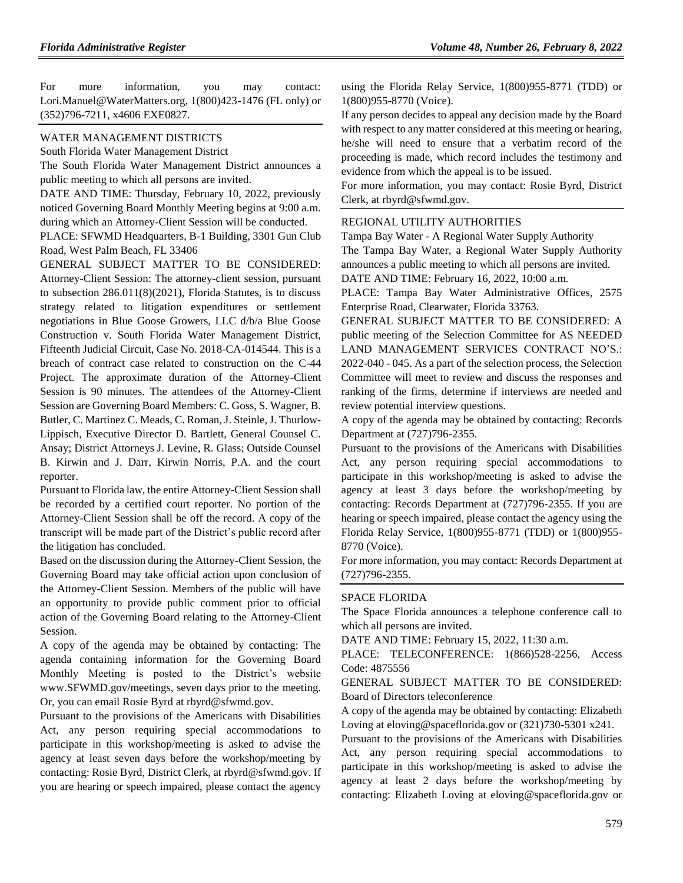For more information, you may contact: Lori.Manuel@WaterMatters.org, 1(800)423-1476 (FL only) or (352)796-7211, x4606 EXE0827.

WATER MANAGEMENT DISTRICTS

South Florida Water Management District

The South Florida Water Management District announces a public meeting to which all persons are invited.

DATE AND TIME: Thursday, February 10, 2022, previously noticed Governing Board Monthly Meeting begins at 9:00 a.m. during which an Attorney-Client Session will be conducted.

PLACE: SFWMD Headquarters, B-1 Building, 3301 Gun Club Road, West Palm Beach, FL 33406

GENERAL SUBJECT MATTER TO BE CONSIDERED: Attorney-Client Session: The attorney-client session, pursuant to subsection 286.011(8)(2021), Florida Statutes, is to discuss strategy related to litigation expenditures or settlement negotiations in Blue Goose Growers, LLC d/b/a Blue Goose Construction v. South Florida Water Management District, Fifteenth Judicial Circuit, Case No. 2018-CA-014544. This is a breach of contract case related to construction on the C-44 Project. The approximate duration of the Attorney-Client Session is 90 minutes. The attendees of the Attorney-Client Session are Governing Board Members: C. Goss, S. Wagner, B. Butler, C. Martinez C. Meads, C. Roman, J. Steinle, J. Thurlow-Lippisch, Executive Director D. Bartlett, General Counsel C. Ansay; District Attorneys J. Levine, R. Glass; Outside Counsel B. Kirwin and J. Darr, Kirwin Norris, P.A. and the court reporter.

Pursuant to Florida law, the entire Attorney-Client Session shall be recorded by a certified court reporter. No portion of the Attorney-Client Session shall be off the record. A copy of the transcript will be made part of the District's public record after the litigation has concluded.

Based on the discussion during the Attorney-Client Session, the Governing Board may take official action upon conclusion of the Attorney-Client Session. Members of the public will have an opportunity to provide public comment prior to official action of the Governing Board relating to the Attorney-Client Session.

A copy of the agenda may be obtained by contacting: The agenda containing information for the Governing Board Monthly Meeting is posted to the District's website www.SFWMD.gov/meetings, seven days prior to the meeting. Or, you can email Rosie Byrd at rbyrd@sfwmd.gov.

Pursuant to the provisions of the Americans with Disabilities Act, any person requiring special accommodations to participate in this workshop/meeting is asked to advise the agency at least seven days before the workshop/meeting by contacting: Rosie Byrd, District Clerk, at rbyrd@sfwmd.gov. If you are hearing or speech impaired, please contact the agency using the Florida Relay Service, 1(800)955-8771 (TDD) or 1(800)955-8770 (Voice).

If any person decides to appeal any decision made by the Board with respect to any matter considered at this meeting or hearing, he/she will need to ensure that a verbatim record of the proceeding is made, which record includes the testimony and evidence from which the appeal is to be issued.

For more information, you may contact: Rosie Byrd, District Clerk, at rbyrd@sfwmd.gov.

REGIONAL UTILITY AUTHORITIES

Tampa Bay Water - A Regional Water Supply Authority

The Tampa Bay Water, a Regional Water Supply Authority announces a public meeting to which all persons are invited.

DATE AND TIME: February 16, 2022, 10:00 a.m.

PLACE: Tampa Bay Water Administrative Offices, 2575 Enterprise Road, Clearwater, Florida 33763.

GENERAL SUBJECT MATTER TO BE CONSIDERED: A public meeting of the Selection Committee for AS NEEDED LAND MANAGEMENT SERVICES CONTRACT NO'S.: 2022-040 - 045. As a part of the selection process, the Selection Committee will meet to review and discuss the responses and ranking of the firms, determine if interviews are needed and review potential interview questions.

A copy of the agenda may be obtained by contacting: Records Department at (727)796-2355.

Pursuant to the provisions of the Americans with Disabilities Act, any person requiring special accommodations to participate in this workshop/meeting is asked to advise the agency at least 3 days before the workshop/meeting by contacting: Records Department at (727)796-2355. If you are hearing or speech impaired, please contact the agency using the Florida Relay Service, 1(800)955-8771 (TDD) or 1(800)955-8770 (Voice).

For more information, you may contact: Records Department at (727)796-2355.

SPACE FLORIDA

The Space Florida announces a telephone conference call to which all persons are invited.

DATE AND TIME: February 15, 2022, 11:30 a.m.

PLACE: TELECONFERENCE: 1(866)528-2256, Access Code: 4875556

GENERAL SUBJECT MATTER TO BE CONSIDERED: Board of Directors teleconference

A copy of the agenda may be obtained by contacting: Elizabeth Loving at eloving@spaceflorida.gov or (321)730-5301 x241.

Pursuant to the provisions of the Americans with Disabilities Act, any person requiring special accommodations to participate in this workshop/meeting is asked to advise the agency at least 2 days before the workshop/meeting by contacting: Elizabeth Loving at eloving@spaceflorida.gov or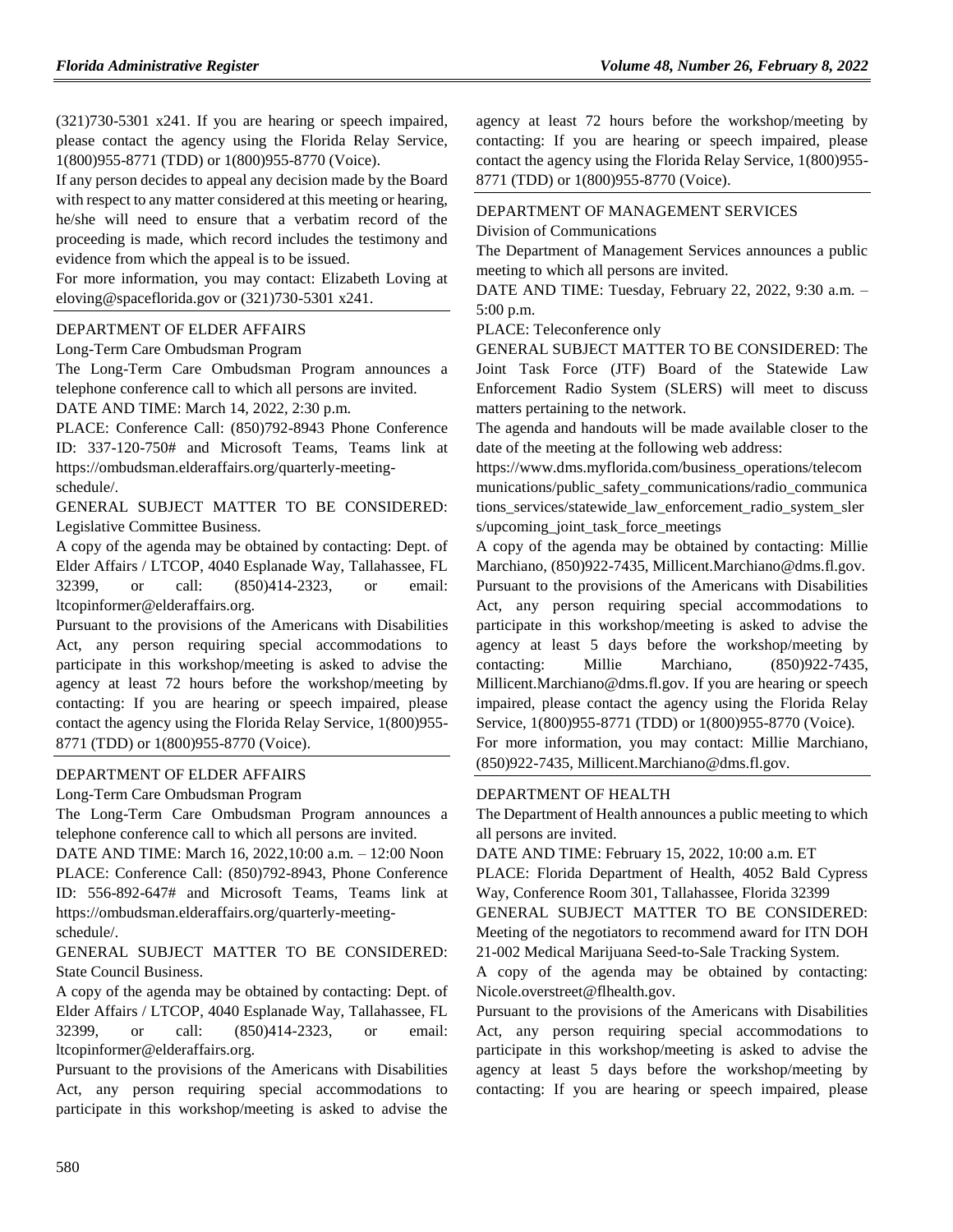(321)730-5301 x241. If you are hearing or speech impaired, please contact the agency using the Florida Relay Service, 1(800)955-8771 (TDD) or 1(800)955-8770 (Voice).

If any person decides to appeal any decision made by the Board with respect to any matter considered at this meeting or hearing, he/she will need to ensure that a verbatim record of the proceeding is made, which record includes the testimony and evidence from which the appeal is to be issued.

For more information, you may contact: Elizabeth Loving at eloving@spaceflorida.gov or (321)730-5301 x241.

DEPARTMENT OF ELDER AFFAIRS

Long-Term Care Ombudsman Program

The Long-Term Care Ombudsman Program announces a telephone conference call to which all persons are invited.

DATE AND TIME: March 14, 2022, 2:30 p.m.

PLACE: Conference Call: (850)792-8943 Phone Conference ID: 337-120-750# and Microsoft Teams, Teams link at https://ombudsman.elderaffairs.org/quarterly-meeting-schedule/.

GENERAL SUBJECT MATTER TO BE CONSIDERED: Legislative Committee Business.

A copy of the agenda may be obtained by contacting: Dept. of Elder Affairs / LTCOP, 4040 Esplanade Way, Tallahassee, FL 32399, or call: (850)414-2323, or email: ltcopinformer@elderaffairs.org.

Pursuant to the provisions of the Americans with Disabilities Act, any person requiring special accommodations to participate in this workshop/meeting is asked to advise the agency at least 72 hours before the workshop/meeting by contacting: If you are hearing or speech impaired, please contact the agency using the Florida Relay Service, 1(800)955-8771 (TDD) or 1(800)955-8770 (Voice).

DEPARTMENT OF ELDER AFFAIRS

Long-Term Care Ombudsman Program

The Long-Term Care Ombudsman Program announces a telephone conference call to which all persons are invited.

DATE AND TIME: March 16, 2022,10:00 a.m. – 12:00 Noon

PLACE: Conference Call: (850)792-8943, Phone Conference ID: 556-892-647# and Microsoft Teams, Teams link at https://ombudsman.elderaffairs.org/quarterly-meeting-schedule/.

GENERAL SUBJECT MATTER TO BE CONSIDERED: State Council Business.

A copy of the agenda may be obtained by contacting: Dept. of Elder Affairs / LTCOP, 4040 Esplanade Way, Tallahassee, FL 32399, or call: (850)414-2323, or email: ltcopinformer@elderaffairs.org.

Pursuant to the provisions of the Americans with Disabilities Act, any person requiring special accommodations to participate in this workshop/meeting is asked to advise the agency at least 72 hours before the workshop/meeting by contacting: If you are hearing or speech impaired, please contact the agency using the Florida Relay Service, 1(800)955-8771 (TDD) or 1(800)955-8770 (Voice).

DEPARTMENT OF MANAGEMENT SERVICES

Division of Communications

The Department of Management Services announces a public meeting to which all persons are invited.

DATE AND TIME: Tuesday, February 22, 2022, 9:30 a.m. – 5:00 p.m.

PLACE: Teleconference only

GENERAL SUBJECT MATTER TO BE CONSIDERED: The Joint Task Force (JTF) Board of the Statewide Law Enforcement Radio System (SLERS) will meet to discuss matters pertaining to the network.

The agenda and handouts will be made available closer to the date of the meeting at the following web address: https://www.dms.myflorida.com/business_operations/telecommunications/public_safety_communications/radio_communications_services/statewide_law_enforcement_radio_system_slers/upcoming_joint_task_force_meetings

A copy of the agenda may be obtained by contacting: Millie Marchiano, (850)922-7435, Millicent.Marchiano@dms.fl.gov.

Pursuant to the provisions of the Americans with Disabilities Act, any person requiring special accommodations to participate in this workshop/meeting is asked to advise the agency at least 5 days before the workshop/meeting by contacting: Millie Marchiano, (850)922-7435, Millicent.Marchiano@dms.fl.gov. If you are hearing or speech impaired, please contact the agency using the Florida Relay Service, 1(800)955-8771 (TDD) or 1(800)955-8770 (Voice).

For more information, you may contact: Millie Marchiano, (850)922-7435, Millicent.Marchiano@dms.fl.gov.

DEPARTMENT OF HEALTH

The Department of Health announces a public meeting to which all persons are invited.

DATE AND TIME: February 15, 2022, 10:00 a.m. ET

PLACE: Florida Department of Health, 4052 Bald Cypress Way, Conference Room 301, Tallahassee, Florida 32399

GENERAL SUBJECT MATTER TO BE CONSIDERED: Meeting of the negotiators to recommend award for ITN DOH 21-002 Medical Marijuana Seed-to-Sale Tracking System.

A copy of the agenda may be obtained by contacting: Nicole.overstreet@flhealth.gov.

Pursuant to the provisions of the Americans with Disabilities Act, any person requiring special accommodations to participate in this workshop/meeting is asked to advise the agency at least 5 days before the workshop/meeting by contacting: If you are hearing or speech impaired, please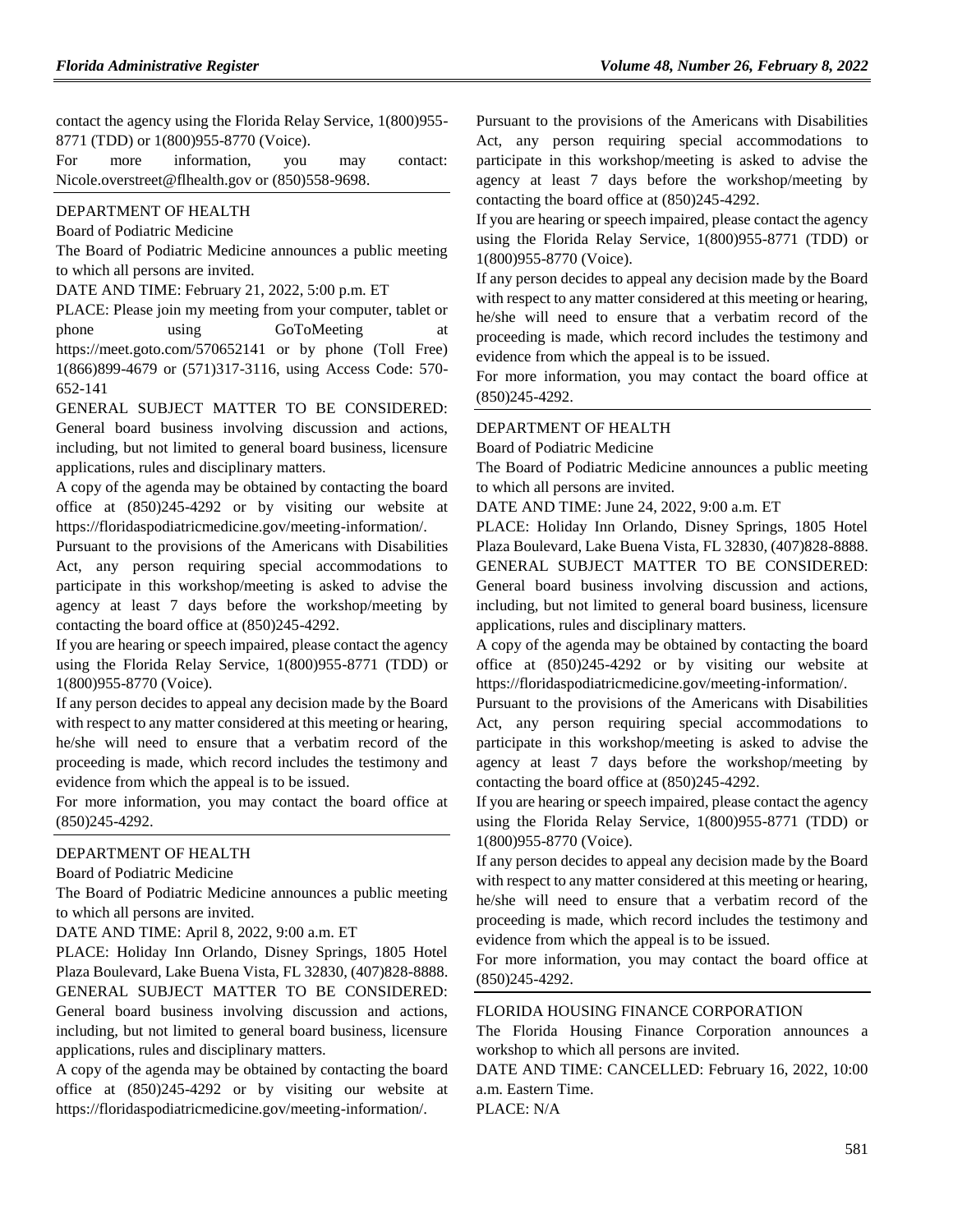contact the agency using the Florida Relay Service, 1(800)955-8771 (TDD) or 1(800)955-8770 (Voice).

For more information, you may contact: Nicole.overstreet@flhealth.gov or (850)558-9698.

---

DEPARTMENT OF HEALTH

Board of Podiatric Medicine

The Board of Podiatric Medicine announces a public meeting to which all persons are invited.

DATE AND TIME: February 21, 2022, 5:00 p.m. ET

PLACE: Please join my meeting from your computer, tablet or phone using GoToMeeting at https://meet.goto.com/570652141 or by phone (Toll Free) 1(866)899-4679 or (571)317-3116, using Access Code: 570-652-141

GENERAL SUBJECT MATTER TO BE CONSIDERED: General board business involving discussion and actions, including, but not limited to general board business, licensure applications, rules and disciplinary matters.

A copy of the agenda may be obtained by contacting the board office at (850)245-4292 or by visiting our website at https://floridaspodiatricmedicine.gov/meeting-information/.

Pursuant to the provisions of the Americans with Disabilities Act, any person requiring special accommodations to participate in this workshop/meeting is asked to advise the agency at least 7 days before the workshop/meeting by contacting the board office at (850)245-4292.

If you are hearing or speech impaired, please contact the agency using the Florida Relay Service, 1(800)955-8771 (TDD) or 1(800)955-8770 (Voice).

If any person decides to appeal any decision made by the Board with respect to any matter considered at this meeting or hearing, he/she will need to ensure that a verbatim record of the proceeding is made, which record includes the testimony and evidence from which the appeal is to be issued.

For more information, you may contact the board office at (850)245-4292.

---

DEPARTMENT OF HEALTH

Board of Podiatric Medicine

The Board of Podiatric Medicine announces a public meeting to which all persons are invited.

DATE AND TIME: April 8, 2022, 9:00 a.m. ET

PLACE: Holiday Inn Orlando, Disney Springs, 1805 Hotel Plaza Boulevard, Lake Buena Vista, FL 32830, (407)828-8888.

GENERAL SUBJECT MATTER TO BE CONSIDERED: General board business involving discussion and actions, including, but not limited to general board business, licensure applications, rules and disciplinary matters.

A copy of the agenda may be obtained by contacting the board office at (850)245-4292 or by visiting our website at https://floridaspodiatricmedicine.gov/meeting-information/.

Pursuant to the provisions of the Americans with Disabilities Act, any person requiring special accommodations to participate in this workshop/meeting is asked to advise the agency at least 7 days before the workshop/meeting by contacting the board office at (850)245-4292.

If you are hearing or speech impaired, please contact the agency using the Florida Relay Service, 1(800)955-8771 (TDD) or 1(800)955-8770 (Voice).

If any person decides to appeal any decision made by the Board with respect to any matter considered at this meeting or hearing, he/she will need to ensure that a verbatim record of the proceeding is made, which record includes the testimony and evidence from which the appeal is to be issued.

For more information, you may contact the board office at (850)245-4292.

---

DEPARTMENT OF HEALTH

Board of Podiatric Medicine

The Board of Podiatric Medicine announces a public meeting to which all persons are invited.

DATE AND TIME: June 24, 2022, 9:00 a.m. ET

PLACE: Holiday Inn Orlando, Disney Springs, 1805 Hotel Plaza Boulevard, Lake Buena Vista, FL 32830, (407)828-8888.

GENERAL SUBJECT MATTER TO BE CONSIDERED: General board business involving discussion and actions, including, but not limited to general board business, licensure applications, rules and disciplinary matters.

A copy of the agenda may be obtained by contacting the board office at (850)245-4292 or by visiting our website at https://floridaspodiatricmedicine.gov/meeting-information/.

Pursuant to the provisions of the Americans with Disabilities Act, any person requiring special accommodations to participate in this workshop/meeting is asked to advise the agency at least 7 days before the workshop/meeting by contacting the board office at (850)245-4292.

If you are hearing or speech impaired, please contact the agency using the Florida Relay Service, 1(800)955-8771 (TDD) or 1(800)955-8770 (Voice).

If any person decides to appeal any decision made by the Board with respect to any matter considered at this meeting or hearing, he/she will need to ensure that a verbatim record of the proceeding is made, which record includes the testimony and evidence from which the appeal is to be issued.

For more information, you may contact the board office at (850)245-4292.

---

FLORIDA HOUSING FINANCE CORPORATION

The Florida Housing Finance Corporation announces a workshop to which all persons are invited.

DATE AND TIME: CANCELLED: February 16, 2022, 10:00 a.m. Eastern Time.

PLACE: N/A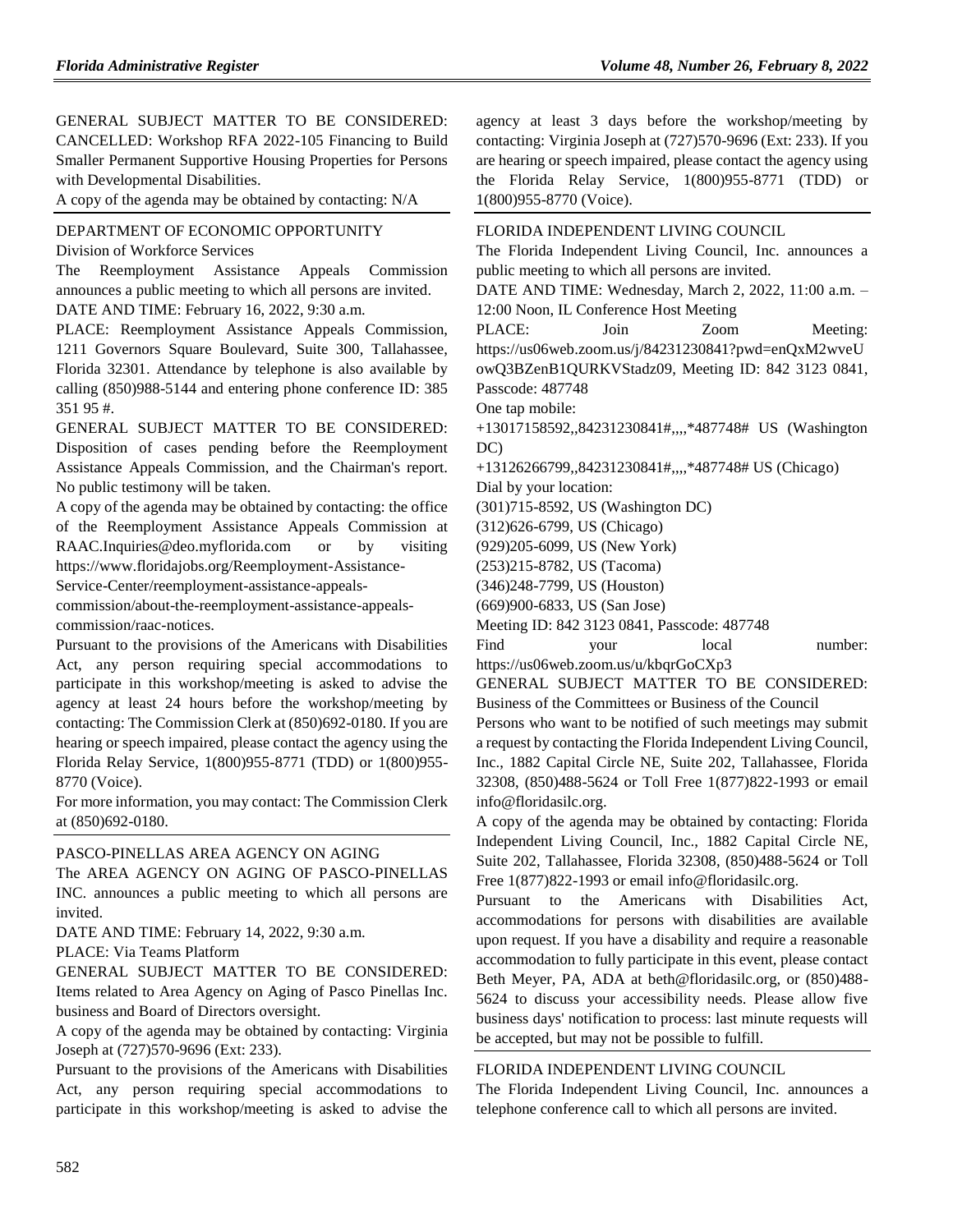GENERAL SUBJECT MATTER TO BE CONSIDERED: CANCELLED: Workshop RFA 2022-105 Financing to Build Smaller Permanent Supportive Housing Properties for Persons with Developmental Disabilities.

A copy of the agenda may be obtained by contacting: N/A

DEPARTMENT OF ECONOMIC OPPORTUNITY

Division of Workforce Services

The Reemployment Assistance Appeals Commission announces a public meeting to which all persons are invited.

DATE AND TIME: February 16, 2022, 9:30 a.m.

PLACE: Reemployment Assistance Appeals Commission, 1211 Governors Square Boulevard, Suite 300, Tallahassee, Florida 32301. Attendance by telephone is also available by calling (850)988-5144 and entering phone conference ID: 385 351 95 #.

GENERAL SUBJECT MATTER TO BE CONSIDERED: Disposition of cases pending before the Reemployment Assistance Appeals Commission, and the Chairman's report. No public testimony will be taken.

A copy of the agenda may be obtained by contacting: the office of the Reemployment Assistance Appeals Commission at RAAC.Inquiries@deo.myflorida.com or by visiting https://www.floridajobs.org/Reemployment-Assistance-Service-Center/reemployment-assistance-appeals-commission/about-the-reemployment-assistance-appeals-commission/raac-notices.

Pursuant to the provisions of the Americans with Disabilities Act, any person requiring special accommodations to participate in this workshop/meeting is asked to advise the agency at least 24 hours before the workshop/meeting by contacting: The Commission Clerk at (850)692-0180. If you are hearing or speech impaired, please contact the agency using the Florida Relay Service, 1(800)955-8771 (TDD) or 1(800)955-8770 (Voice).

For more information, you may contact: The Commission Clerk at (850)692-0180.

PASCO-PINELLAS AREA AGENCY ON AGING

The AREA AGENCY ON AGING OF PASCO-PINELLAS INC. announces a public meeting to which all persons are invited.

DATE AND TIME: February 14, 2022, 9:30 a.m.

PLACE: Via Teams Platform

GENERAL SUBJECT MATTER TO BE CONSIDERED: Items related to Area Agency on Aging of Pasco Pinellas Inc. business and Board of Directors oversight.

A copy of the agenda may be obtained by contacting: Virginia Joseph at (727)570-9696 (Ext: 233).

Pursuant to the provisions of the Americans with Disabilities Act, any person requiring special accommodations to participate in this workshop/meeting is asked to advise the agency at least 3 days before the workshop/meeting by contacting: Virginia Joseph at (727)570-9696 (Ext: 233). If you are hearing or speech impaired, please contact the agency using the Florida Relay Service, 1(800)955-8771 (TDD) or 1(800)955-8770 (Voice).

FLORIDA INDEPENDENT LIVING COUNCIL

The Florida Independent Living Council, Inc. announces a public meeting to which all persons are invited.

DATE AND TIME: Wednesday, March 2, 2022, 11:00 a.m. – 12:00 Noon, IL Conference Host Meeting

PLACE: Join Zoom Meeting: https://us06web.zoom.us/j/84231230841?pwd=enQxM2wveUowQ3BZenB1QURKVStadz09, Meeting ID: 842 3123 0841, Passcode: 487748

One tap mobile:

+13017158592,,84231230841#,,,,*487748# US (Washington DC)

+13126266799,,84231230841#,,,,*487748# US (Chicago)

Dial by your location:

(301)715-8592, US (Washington DC)

(312)626-6799, US (Chicago)

(929)205-6099, US (New York)

(253)215-8782, US (Tacoma)

(346)248-7799, US (Houston)

(669)900-6833, US (San Jose)

Meeting ID: 842 3123 0841, Passcode: 487748

Find your local number: https://us06web.zoom.us/u/kbqrGoCXp3

GENERAL SUBJECT MATTER TO BE CONSIDERED: Business of the Committees or Business of the Council

Persons who want to be notified of such meetings may submit a request by contacting the Florida Independent Living Council, Inc., 1882 Capital Circle NE, Suite 202, Tallahassee, Florida 32308, (850)488-5624 or Toll Free 1(877)822-1993 or email info@floridasilc.org.

A copy of the agenda may be obtained by contacting: Florida Independent Living Council, Inc., 1882 Capital Circle NE, Suite 202, Tallahassee, Florida 32308, (850)488-5624 or Toll Free 1(877)822-1993 or email info@floridasilc.org.

Pursuant to the Americans with Disabilities Act, accommodations for persons with disabilities are available upon request. If you have a disability and require a reasonable accommodation to fully participate in this event, please contact Beth Meyer, PA, ADA at beth@floridasilc.org, or (850)488-5624 to discuss your accessibility needs. Please allow five business days' notification to process: last minute requests will be accepted, but may not be possible to fulfill.

FLORIDA INDEPENDENT LIVING COUNCIL

The Florida Independent Living Council, Inc. announces a telephone conference call to which all persons are invited.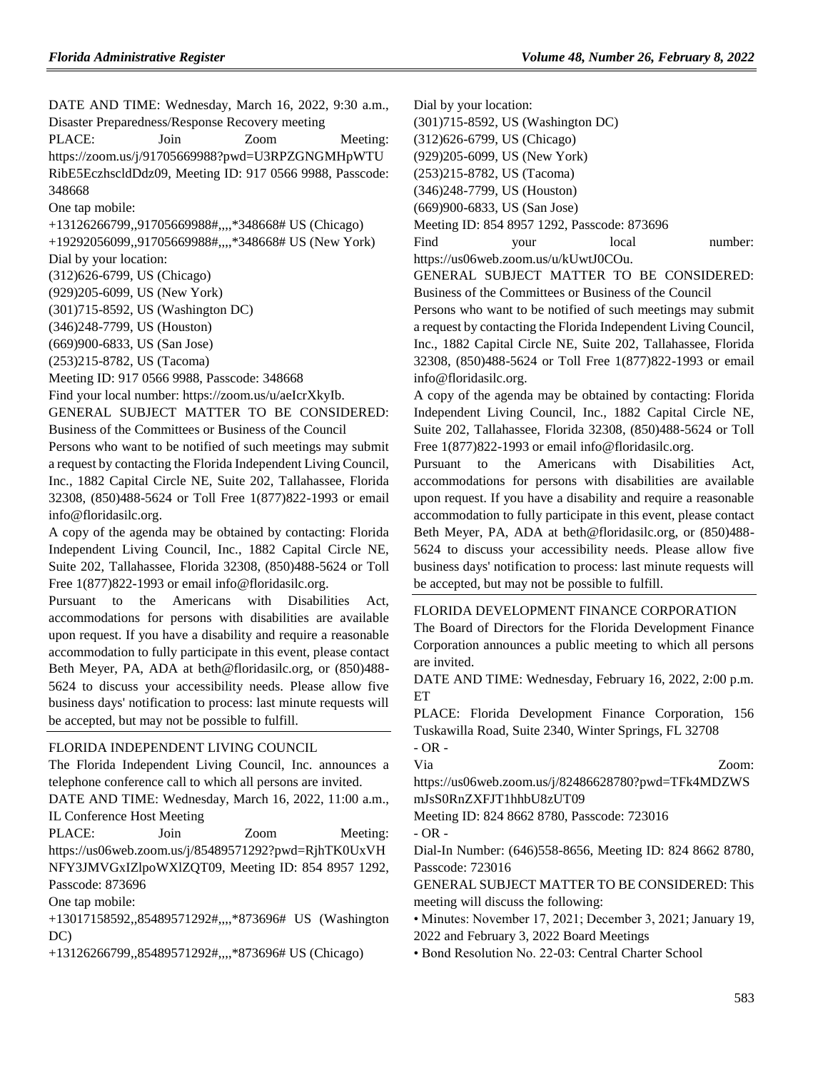DATE AND TIME: Wednesday, March 16, 2022, 9:30 a.m., Disaster Preparedness/Response Recovery meeting

PLACE: Join Zoom Meeting: https://zoom.us/j/91705669988?pwd=U3RPZGNGMHpWTURibE5EczhscldDdz09, Meeting ID: 917 0566 9988, Passcode: 348668

One tap mobile:

+13126266799,,91705669988#,,,,*348668# US (Chicago)

+19292056099,,91705669988#,,,,*348668# US (New York)

Dial by your location:

(312)626-6799, US (Chicago)

(929)205-6099, US (New York)

(301)715-8592, US (Washington DC)

(346)248-7799, US (Houston)

(669)900-6833, US (San Jose)

(253)215-8782, US (Tacoma)

Meeting ID: 917 0566 9988, Passcode: 348668

Find your local number: https://zoom.us/u/aeIcrXkyIb.

GENERAL SUBJECT MATTER TO BE CONSIDERED: Business of the Committees or Business of the Council

Persons who want to be notified of such meetings may submit a request by contacting the Florida Independent Living Council, Inc., 1882 Capital Circle NE, Suite 202, Tallahassee, Florida 32308, (850)488-5624 or Toll Free 1(877)822-1993 or email info@floridasilc.org.

A copy of the agenda may be obtained by contacting: Florida Independent Living Council, Inc., 1882 Capital Circle NE, Suite 202, Tallahassee, Florida 32308, (850)488-5624 or Toll Free 1(877)822-1993 or email info@floridasilc.org.

Pursuant to the Americans with Disabilities Act, accommodations for persons with disabilities are available upon request. If you have a disability and require a reasonable accommodation to fully participate in this event, please contact Beth Meyer, PA, ADA at beth@floridasilc.org, or (850)488-5624 to discuss your accessibility needs. Please allow five business days' notification to process: last minute requests will be accepted, but may not be possible to fulfill.

---

FLORIDA INDEPENDENT LIVING COUNCIL

The Florida Independent Living Council, Inc. announces a telephone conference call to which all persons are invited.

DATE AND TIME: Wednesday, March 16, 2022, 11:00 a.m., IL Conference Host Meeting

PLACE: Join Zoom Meeting: https://us06web.zoom.us/j/85489571292?pwd=RjhTK0UxVHNFY3JMVGxIZlpoWXlZQT09, Meeting ID: 854 8957 1292, Passcode: 873696

One tap mobile:

+13017158592,,85489571292#,,,,*873696# US (Washington DC)

+13126266799,,85489571292#,,,,*873696# US (Chicago)

Dial by your location:

(301)715-8592, US (Washington DC)

(312)626-6799, US (Chicago)

(929)205-6099, US (New York)

(253)215-8782, US (Tacoma)

(346)248-7799, US (Houston)

(669)900-6833, US (San Jose)

Meeting ID: 854 8957 1292, Passcode: 873696

Find your local number: https://us06web.zoom.us/u/kUwtJ0COu.

GENERAL SUBJECT MATTER TO BE CONSIDERED: Business of the Committees or Business of the Council

Persons who want to be notified of such meetings may submit a request by contacting the Florida Independent Living Council, Inc., 1882 Capital Circle NE, Suite 202, Tallahassee, Florida 32308, (850)488-5624 or Toll Free 1(877)822-1993 or email info@floridasilc.org.

A copy of the agenda may be obtained by contacting: Florida Independent Living Council, Inc., 1882 Capital Circle NE, Suite 202, Tallahassee, Florida 32308, (850)488-5624 or Toll Free 1(877)822-1993 or email info@floridasilc.org.

Pursuant to the Americans with Disabilities Act, accommodations for persons with disabilities are available upon request. If you have a disability and require a reasonable accommodation to fully participate in this event, please contact Beth Meyer, PA, ADA at beth@floridasilc.org, or (850)488-5624 to discuss your accessibility needs. Please allow five business days' notification to process: last minute requests will be accepted, but may not be possible to fulfill.

---

FLORIDA DEVELOPMENT FINANCE CORPORATION

The Board of Directors for the Florida Development Finance Corporation announces a public meeting to which all persons are invited.

DATE AND TIME: Wednesday, February 16, 2022, 2:00 p.m. ET

PLACE: Florida Development Finance Corporation, 156 Tuskawilla Road, Suite 2340, Winter Springs, FL 32708

\- OR -

Via Zoom: https://us06web.zoom.us/j/82486628780?pwd=TFk4MDZWSmJsS0RnZXFJT1hhbU8zUT09

Meeting ID: 824 8662 8780, Passcode: 723016

\- OR -

Dial-In Number: (646)558-8656, Meeting ID: 824 8662 8780, Passcode: 723016

GENERAL SUBJECT MATTER TO BE CONSIDERED: This meeting will discuss the following:

- Minutes: November 17, 2021; December 3, 2021; January 19, 2022 and February 3, 2022 Board Meetings
- Bond Resolution No. 22-03: Central Charter School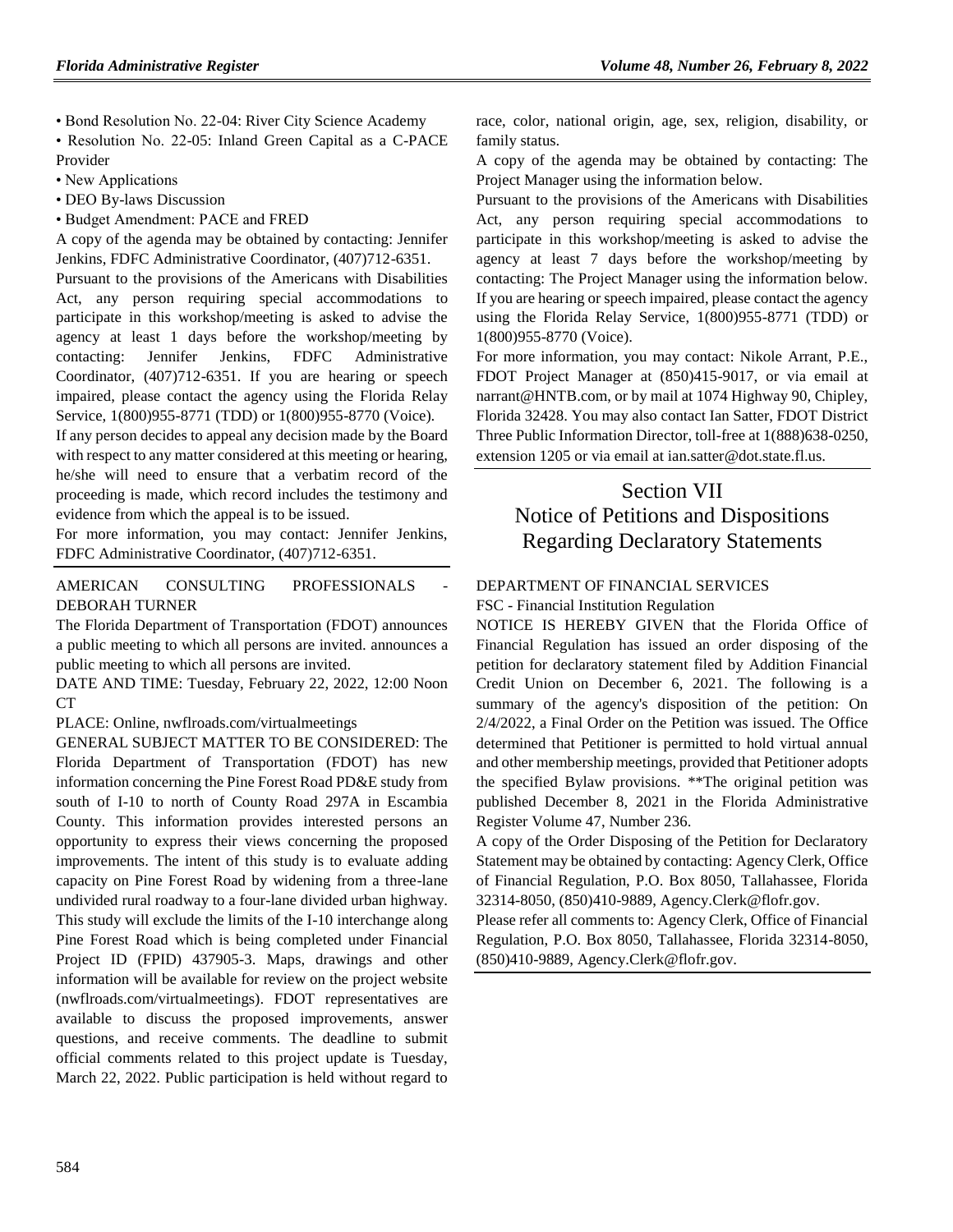• Bond Resolution No. 22-04: River City Science Academy

• Resolution No. 22-05: Inland Green Capital as a C-PACE Provider

• New Applications

• DEO By-laws Discussion

• Budget Amendment: PACE and FRED

A copy of the agenda may be obtained by contacting: Jennifer Jenkins, FDFC Administrative Coordinator, (407)712-6351.

Pursuant to the provisions of the Americans with Disabilities Act, any person requiring special accommodations to participate in this workshop/meeting is asked to advise the agency at least 1 days before the workshop/meeting by contacting: Jennifer Jenkins, FDFC Administrative Coordinator, (407)712-6351. If you are hearing or speech impaired, please contact the agency using the Florida Relay Service, 1(800)955-8771 (TDD) or 1(800)955-8770 (Voice).

If any person decides to appeal any decision made by the Board with respect to any matter considered at this meeting or hearing, he/she will need to ensure that a verbatim record of the proceeding is made, which record includes the testimony and evidence from which the appeal is to be issued.

For more information, you may contact: Jennifer Jenkins, FDFC Administrative Coordinator, (407)712-6351.

AMERICAN CONSULTING PROFESSIONALS - DEBORAH TURNER

The Florida Department of Transportation (FDOT) announces a public meeting to which all persons are invited. announces a public meeting to which all persons are invited.

DATE AND TIME: Tuesday, February 22, 2022, 12:00 Noon CT

PLACE: Online, nwflroads.com/virtualmeetings

GENERAL SUBJECT MATTER TO BE CONSIDERED: The Florida Department of Transportation (FDOT) has new information concerning the Pine Forest Road PD&E study from south of I-10 to north of County Road 297A in Escambia County. This information provides interested persons an opportunity to express their views concerning the proposed improvements. The intent of this study is to evaluate adding capacity on Pine Forest Road by widening from a three-lane undivided rural roadway to a four-lane divided urban highway. This study will exclude the limits of the I-10 interchange along Pine Forest Road which is being completed under Financial Project ID (FPID) 437905-3. Maps, drawings and other information will be available for review on the project website (nwflroads.com/virtualmeetings). FDOT representatives are available to discuss the proposed improvements, answer questions, and receive comments. The deadline to submit official comments related to this project update is Tuesday, March 22, 2022. Public participation is held without regard to race, color, national origin, age, sex, religion, disability, or family status.

A copy of the agenda may be obtained by contacting: The Project Manager using the information below.

Pursuant to the provisions of the Americans with Disabilities Act, any person requiring special accommodations to participate in this workshop/meeting is asked to advise the agency at least 7 days before the workshop/meeting by contacting: The Project Manager using the information below. If you are hearing or speech impaired, please contact the agency using the Florida Relay Service, 1(800)955-8771 (TDD) or 1(800)955-8770 (Voice).

For more information, you may contact: Nikole Arrant, P.E., FDOT Project Manager at (850)415-9017, or via email at narrant@HNTB.com, or by mail at 1074 Highway 90, Chipley, Florida 32428. You may also contact Ian Satter, FDOT District Three Public Information Director, toll-free at 1(888)638-0250, extension 1205 or via email at ian.satter@dot.state.fl.us.

# Section VII
# Notice of Petitions and Dispositions Regarding Declaratory Statements

DEPARTMENT OF FINANCIAL SERVICES

FSC - Financial Institution Regulation

NOTICE IS HEREBY GIVEN that the Florida Office of Financial Regulation has issued an order disposing of the petition for declaratory statement filed by Addition Financial Credit Union on December 6, 2021. The following is a summary of the agency's disposition of the petition: On 2/4/2022, a Final Order on the Petition was issued. The Office determined that Petitioner is permitted to hold virtual annual and other membership meetings, provided that Petitioner adopts the specified Bylaw provisions. **The original petition was published December 8, 2021 in the Florida Administrative Register Volume 47, Number 236.

A copy of the Order Disposing of the Petition for Declaratory Statement may be obtained by contacting: Agency Clerk, Office of Financial Regulation, P.O. Box 8050, Tallahassee, Florida 32314-8050, (850)410-9889, Agency.Clerk@flofr.gov.

Please refer all comments to: Agency Clerk, Office of Financial Regulation, P.O. Box 8050, Tallahassee, Florida 32314-8050, (850)410-9889, Agency.Clerk@flofr.gov.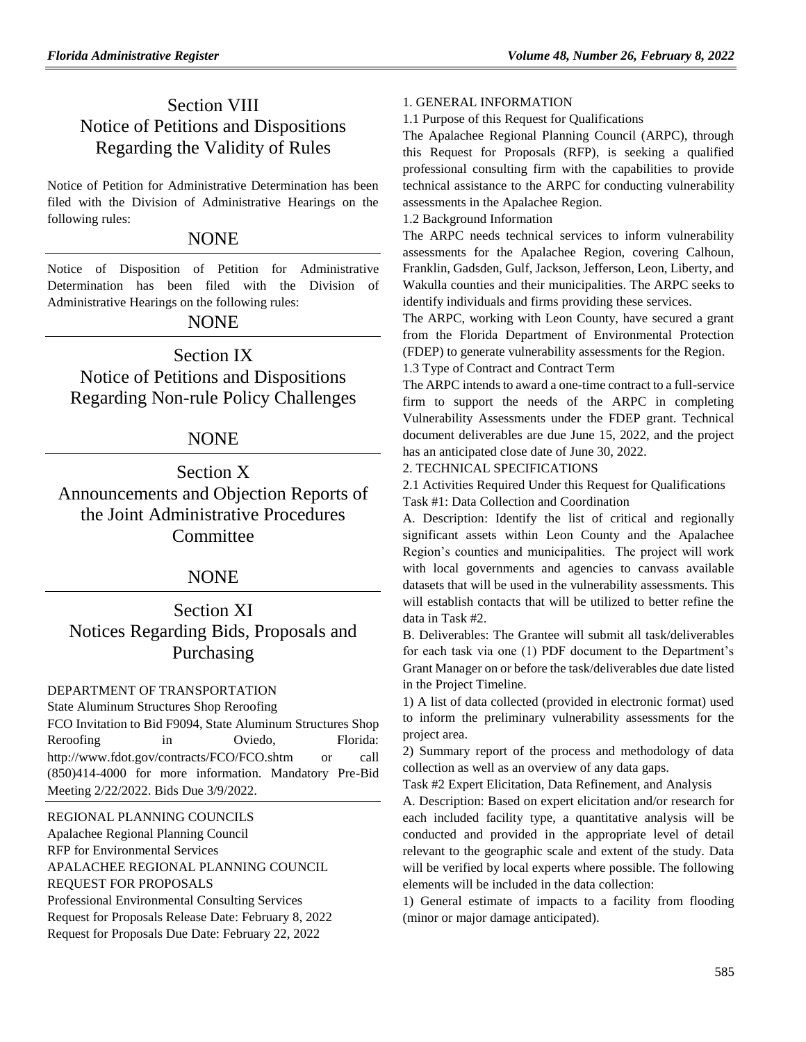## Section VIII
## Notice of Petitions and Dispositions Regarding the Validity of Rules

Notice of Petition for Administrative Determination has been filed with the Division of Administrative Hearings on the following rules:

NONE

Notice of Disposition of Petition for Administrative Determination has been filed with the Division of Administrative Hearings on the following rules:

NONE

## Section IX
## Notice of Petitions and Dispositions Regarding Non-rule Policy Challenges

NONE

## Section X
## Announcements and Objection Reports of the Joint Administrative Procedures Committee

NONE

## Section XI
## Notices Regarding Bids, Proposals and Purchasing

DEPARTMENT OF TRANSPORTATION

State Aluminum Structures Shop Reroofing

FCO Invitation to Bid F9094, State Aluminum Structures Shop Reroofing in Oviedo, Florida: http://www.fdot.gov/contracts/FCO/FCO.shtm or call (850)414-4000 for more information. Mandatory Pre-Bid Meeting 2/22/2022. Bids Due 3/9/2022.

REGIONAL PLANNING COUNCILS

Apalachee Regional Planning Council

RFP for Environmental Services

APALACHEE REGIONAL PLANNING COUNCIL

REQUEST FOR PROPOSALS

Professional Environmental Consulting Services

Request for Proposals Release Date: February 8, 2022

Request for Proposals Due Date: February 22, 2022

1. GENERAL INFORMATION

1.1 Purpose of this Request for Qualifications

The Apalachee Regional Planning Council (ARPC), through this Request for Proposals (RFP), is seeking a qualified professional consulting firm with the capabilities to provide technical assistance to the ARPC for conducting vulnerability assessments in the Apalachee Region.

1.2 Background Information

The ARPC needs technical services to inform vulnerability assessments for the Apalachee Region, covering Calhoun, Franklin, Gadsden, Gulf, Jackson, Jefferson, Leon, Liberty, and Wakulla counties and their municipalities. The ARPC seeks to identify individuals and firms providing these services.

The ARPC, working with Leon County, have secured a grant from the Florida Department of Environmental Protection (FDEP) to generate vulnerability assessments for the Region.

1.3 Type of Contract and Contract Term

The ARPC intends to award a one-time contract to a full-service firm to support the needs of the ARPC in completing Vulnerability Assessments under the FDEP grant. Technical document deliverables are due June 15, 2022, and the project has an anticipated close date of June 30, 2022.

2. TECHNICAL SPECIFICATIONS

2.1 Activities Required Under this Request for Qualifications

Task #1: Data Collection and Coordination

A. Description: Identify the list of critical and regionally significant assets within Leon County and the Apalachee Region's counties and municipalities. The project will work with local governments and agencies to canvass available datasets that will be used in the vulnerability assessments. This will establish contacts that will be utilized to better refine the data in Task #2.

B. Deliverables: The Grantee will submit all task/deliverables for each task via one (1) PDF document to the Department's Grant Manager on or before the task/deliverables due date listed in the Project Timeline.

1) A list of data collected (provided in electronic format) used to inform the preliminary vulnerability assessments for the project area.

2) Summary report of the process and methodology of data collection as well as an overview of any data gaps.

Task #2 Expert Elicitation, Data Refinement, and Analysis

A. Description: Based on expert elicitation and/or research for each included facility type, a quantitative analysis will be conducted and provided in the appropriate level of detail relevant to the geographic scale and extent of the study. Data will be verified by local experts where possible. The following elements will be included in the data collection:

1) General estimate of impacts to a facility from flooding (minor or major damage anticipated).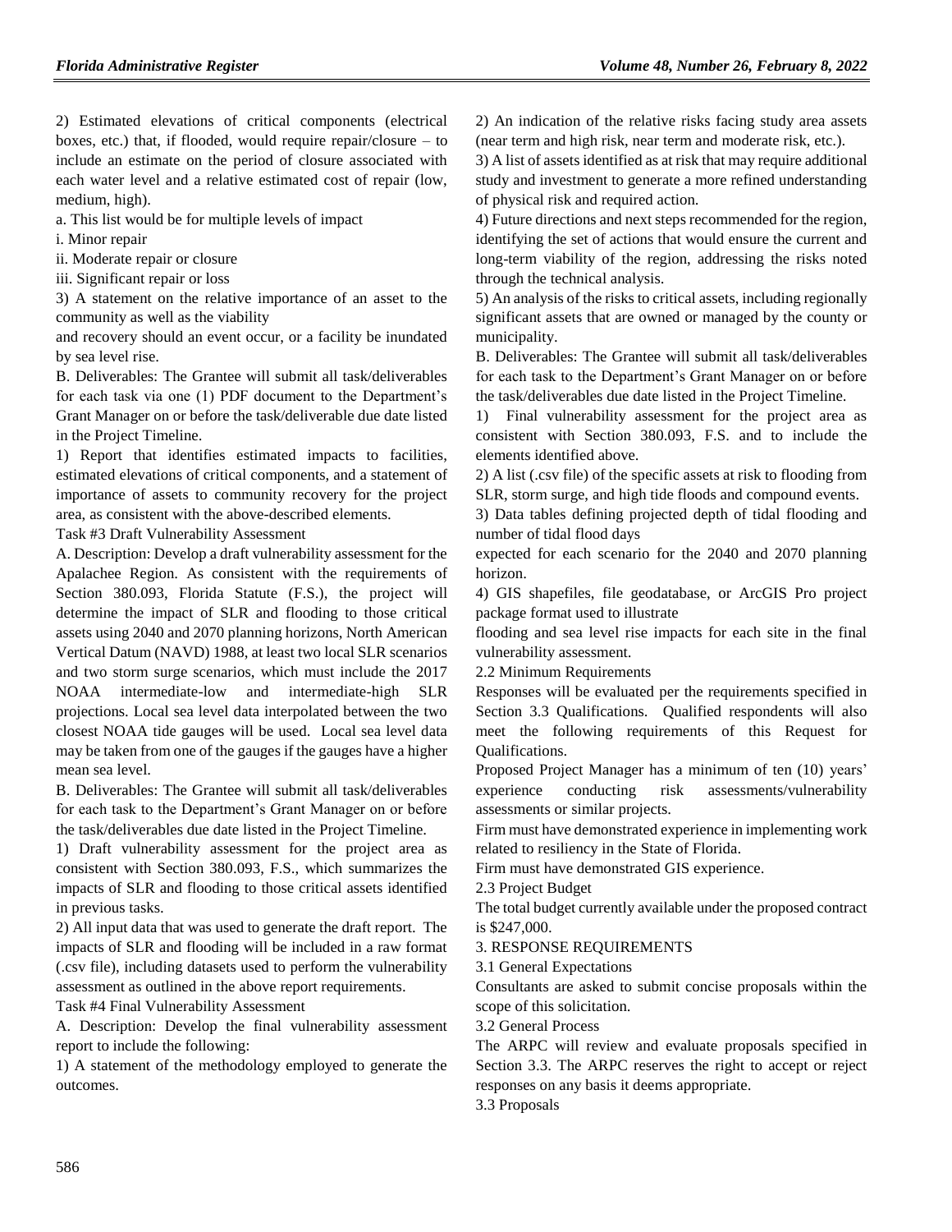2) Estimated elevations of critical components (electrical boxes, etc.) that, if flooded, would require repair/closure – to include an estimate on the period of closure associated with each water level and a relative estimated cost of repair (low, medium, high).

a. This list would be for multiple levels of impact

i. Minor repair

ii. Moderate repair or closure

iii. Significant repair or loss

3) A statement on the relative importance of an asset to the community as well as the viability and recovery should an event occur, or a facility be inundated by sea level rise.

B. Deliverables: The Grantee will submit all task/deliverables for each task via one (1) PDF document to the Department's Grant Manager on or before the task/deliverable due date listed in the Project Timeline.

1) Report that identifies estimated impacts to facilities, estimated elevations of critical components, and a statement of importance of assets to community recovery for the project area, as consistent with the above-described elements.

Task #3 Draft Vulnerability Assessment

A. Description: Develop a draft vulnerability assessment for the Apalachee Region. As consistent with the requirements of Section 380.093, Florida Statute (F.S.), the project will determine the impact of SLR and flooding to those critical assets using 2040 and 2070 planning horizons, North American Vertical Datum (NAVD) 1988, at least two local SLR scenarios and two storm surge scenarios, which must include the 2017 NOAA intermediate-low and intermediate-high SLR projections. Local sea level data interpolated between the two closest NOAA tide gauges will be used. Local sea level data may be taken from one of the gauges if the gauges have a higher mean sea level.

B. Deliverables: The Grantee will submit all task/deliverables for each task to the Department's Grant Manager on or before the task/deliverables due date listed in the Project Timeline.

1) Draft vulnerability assessment for the project area as consistent with Section 380.093, F.S., which summarizes the impacts of SLR and flooding to those critical assets identified in previous tasks.

2) All input data that was used to generate the draft report. The impacts of SLR and flooding will be included in a raw format (.csv file), including datasets used to perform the vulnerability assessment as outlined in the above report requirements.

Task #4 Final Vulnerability Assessment

A. Description: Develop the final vulnerability assessment report to include the following:

1) A statement of the methodology employed to generate the outcomes.

2) An indication of the relative risks facing study area assets (near term and high risk, near term and moderate risk, etc.).

3) A list of assets identified as at risk that may require additional study and investment to generate a more refined understanding of physical risk and required action.

4) Future directions and next steps recommended for the region, identifying the set of actions that would ensure the current and long-term viability of the region, addressing the risks noted through the technical analysis.

5) An analysis of the risks to critical assets, including regionally significant assets that are owned or managed by the county or municipality.

B. Deliverables: The Grantee will submit all task/deliverables for each task to the Department's Grant Manager on or before the task/deliverables due date listed in the Project Timeline.

1) Final vulnerability assessment for the project area as consistent with Section 380.093, F.S. and to include the elements identified above.

2) A list (.csv file) of the specific assets at risk to flooding from SLR, storm surge, and high tide floods and compound events.

3) Data tables defining projected depth of tidal flooding and number of tidal flood days expected for each scenario for the 2040 and 2070 planning horizon.

4) GIS shapefiles, file geodatabase, or ArcGIS Pro project package format used to illustrate flooding and sea level rise impacts for each site in the final vulnerability assessment.

2.2 Minimum Requirements

Responses will be evaluated per the requirements specified in Section 3.3 Qualifications. Qualified respondents will also meet the following requirements of this Request for Qualifications.

Proposed Project Manager has a minimum of ten (10) years' experience conducting risk assessments/vulnerability assessments or similar projects.

Firm must have demonstrated experience in implementing work related to resiliency in the State of Florida.

Firm must have demonstrated GIS experience.

2.3 Project Budget

The total budget currently available under the proposed contract is $247,000.

3. RESPONSE REQUIREMENTS

3.1 General Expectations

Consultants are asked to submit concise proposals within the scope of this solicitation.

3.2 General Process

The ARPC will review and evaluate proposals specified in Section 3.3. The ARPC reserves the right to accept or reject responses on any basis it deems appropriate.

3.3 Proposals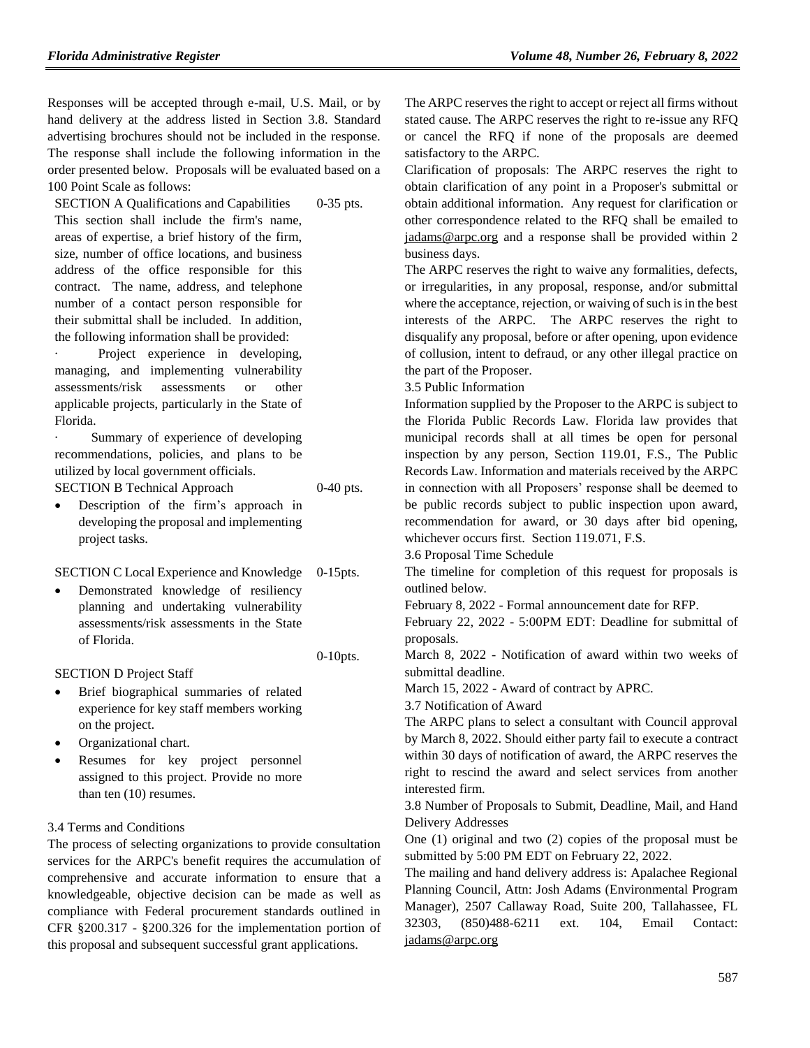Responses will be accepted through e-mail, U.S. Mail, or by hand delivery at the address listed in Section 3.8. Standard advertising brochures should not be included in the response. The response shall include the following information in the order presented below. Proposals will be evaluated based on a 100 Point Scale as follows:

SECTION A Qualifications and Capabilities 0-35 pts.

This section shall include the firm's name, areas of expertise, a brief history of the firm, size, number of office locations, and business address of the office responsible for this contract. The name, address, and telephone number of a contact person responsible for their submittal shall be included. In addition, the following information shall be provided:

· Project experience in developing, managing, and implementing vulnerability assessments/risk assessments or other applicable projects, particularly in the State of Florida.

· Summary of experience of developing recommendations, policies, and plans to be utilized by local government officials.

SECTION B Technical Approach 0-40 pts.

- Description of the firm's approach in developing the proposal and implementing project tasks.

SECTION C Local Experience and Knowledge 0-15pts.

- Demonstrated knowledge of resiliency planning and undertaking vulnerability assessments/risk assessments in the State of Florida.

SECTION D Project Staff 0-10pts.

- Brief biographical summaries of related experience for key staff members working on the project.
- Organizational chart.
- Resumes for key project personnel assigned to this project. Provide no more than ten (10) resumes.

3.4 Terms and Conditions

The process of selecting organizations to provide consultation services for the ARPC's benefit requires the accumulation of comprehensive and accurate information to ensure that a knowledgeable, objective decision can be made as well as compliance with Federal procurement standards outlined in CFR §200.317 - §200.326 for the implementation portion of this proposal and subsequent successful grant applications.

The ARPC reserves the right to accept or reject all firms without stated cause. The ARPC reserves the right to re-issue any RFQ or cancel the RFQ if none of the proposals are deemed satisfactory to the ARPC.

Clarification of proposals: The ARPC reserves the right to obtain clarification of any point in a Proposer's submittal or obtain additional information. Any request for clarification or other correspondence related to the RFQ shall be emailed to jadams@arpc.org and a response shall be provided within 2 business days.

The ARPC reserves the right to waive any formalities, defects, or irregularities, in any proposal, response, and/or submittal where the acceptance, rejection, or waiving of such is in the best interests of the ARPC. The ARPC reserves the right to disqualify any proposal, before or after opening, upon evidence of collusion, intent to defraud, or any other illegal practice on the part of the Proposer.

3.5 Public Information

Information supplied by the Proposer to the ARPC is subject to the Florida Public Records Law. Florida law provides that municipal records shall at all times be open for personal inspection by any person, Section 119.01, F.S., The Public Records Law. Information and materials received by the ARPC in connection with all Proposers' response shall be deemed to be public records subject to public inspection upon award, recommendation for award, or 30 days after bid opening, whichever occurs first. Section 119.071, F.S.

3.6 Proposal Time Schedule

The timeline for completion of this request for proposals is outlined below.

February 8, 2022 - Formal announcement date for RFP.

February 22, 2022 - 5:00PM EDT: Deadline for submittal of proposals.

March 8, 2022 - Notification of award within two weeks of submittal deadline.

March 15, 2022 - Award of contract by APRC.

3.7 Notification of Award

The ARPC plans to select a consultant with Council approval by March 8, 2022. Should either party fail to execute a contract within 30 days of notification of award, the ARPC reserves the right to rescind the award and select services from another interested firm.

3.8 Number of Proposals to Submit, Deadline, Mail, and Hand Delivery Addresses

One (1) original and two (2) copies of the proposal must be submitted by 5:00 PM EDT on February 22, 2022.

The mailing and hand delivery address is: Apalachee Regional Planning Council, Attn: Josh Adams (Environmental Program Manager), 2507 Callaway Road, Suite 200, Tallahassee, FL 32303, (850)488-6211 ext. 104, Email Contact: jadams@arpc.org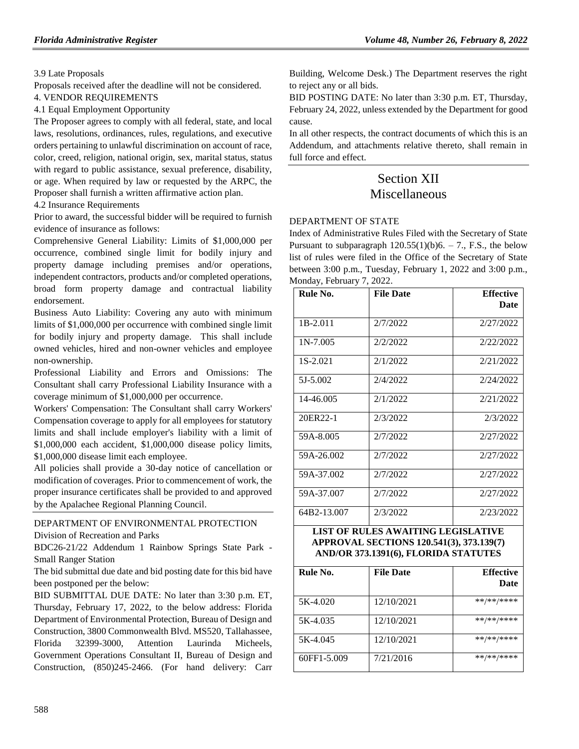3.9 Late Proposals

Proposals received after the deadline will not be considered.

4. VENDOR REQUIREMENTS

4.1 Equal Employment Opportunity

The Proposer agrees to comply with all federal, state, and local laws, resolutions, ordinances, rules, regulations, and executive orders pertaining to unlawful discrimination on account of race, color, creed, religion, national origin, sex, marital status, status with regard to public assistance, sexual preference, disability, or age. When required by law or requested by the ARPC, the Proposer shall furnish a written affirmative action plan.

4.2 Insurance Requirements

Prior to award, the successful bidder will be required to furnish evidence of insurance as follows:

Comprehensive General Liability: Limits of $1,000,000 per occurrence, combined single limit for bodily injury and property damage including premises and/or operations, independent contractors, products and/or completed operations, broad form property damage and contractual liability endorsement.

Business Auto Liability: Covering any auto with minimum limits of $1,000,000 per occurrence with combined single limit for bodily injury and property damage. This shall include owned vehicles, hired and non-owner vehicles and employee non-ownership.

Professional Liability and Errors and Omissions: The Consultant shall carry Professional Liability Insurance with a coverage minimum of $1,000,000 per occurrence.

Workers' Compensation: The Consultant shall carry Workers' Compensation coverage to apply for all employees for statutory limits and shall include employer's liability with a limit of $1,000,000 each accident, $1,000,000 disease policy limits, $1,000,000 disease limit each employee.

All policies shall provide a 30-day notice of cancellation or modification of coverages. Prior to commencement of work, the proper insurance certificates shall be provided to and approved by the Apalachee Regional Planning Council.

DEPARTMENT OF ENVIRONMENTAL PROTECTION

Division of Recreation and Parks

BDC26-21/22 Addendum 1 Rainbow Springs State Park - Small Ranger Station

The bid submittal due date and bid posting date for this bid have been postponed per the below:

BID SUBMITTAL DUE DATE: No later than 3:30 p.m. ET, Thursday, February 17, 2022, to the below address: Florida Department of Environmental Protection, Bureau of Design and Construction, 3800 Commonwealth Blvd. MS520, Tallahassee, Florida 32399-3000, Attention Laurinda Micheels, Government Operations Consultant II, Bureau of Design and Construction, (850)245-2466. (For hand delivery: Carr Building, Welcome Desk.) The Department reserves the right to reject any or all bids.

BID POSTING DATE: No later than 3:30 p.m. ET, Thursday, February 24, 2022, unless extended by the Department for good cause.

In all other respects, the contract documents of which this is an Addendum, and attachments relative thereto, shall remain in full force and effect.

# Section XII Miscellaneous

DEPARTMENT OF STATE

Index of Administrative Rules Filed with the Secretary of State Pursuant to subparagraph 120.55(1)(b)6. – 7., F.S., the below list of rules were filed in the Office of the Secretary of State between 3:00 p.m., Tuesday, February 1, 2022 and 3:00 p.m., Monday, February 7, 2022.

| Rule No. | File Date | Effective Date |
|---|---|---|
| 1B-2.011 | 2/7/2022 | 2/27/2022 |
| 1N-7.005 | 2/2/2022 | 2/22/2022 |
| 1S-2.021 | 2/1/2022 | 2/21/2022 |
| 5J-5.002 | 2/4/2022 | 2/24/2022 |
| 14-46.005 | 2/1/2022 | 2/21/2022 |
| 20ER22-1 | 2/3/2022 | 2/3/2022 |
| 59A-8.005 | 2/7/2022 | 2/27/2022 |
| 59A-26.002 | 2/7/2022 | 2/27/2022 |
| 59A-37.002 | 2/7/2022 | 2/27/2022 |
| 59A-37.007 | 2/7/2022 | 2/27/2022 |
| 64B2-13.007 | 2/3/2022 | 2/23/2022 |

**LIST OF RULES AWAITING LEGISLATIVE APPROVAL SECTIONS 120.541(3), 373.139(7) AND/OR 373.1391(6), FLORIDA STATUTES**

| Rule No. | File Date | Effective Date |
|---|---|---|
| 5K-4.020 | 12/10/2021 | **/**/**** |
| 5K-4.035 | 12/10/2021 | **/**/**** |
| 5K-4.045 | 12/10/2021 | **/**/**** |
| 60FF1-5.009 | 7/21/2016 | **/**/**** |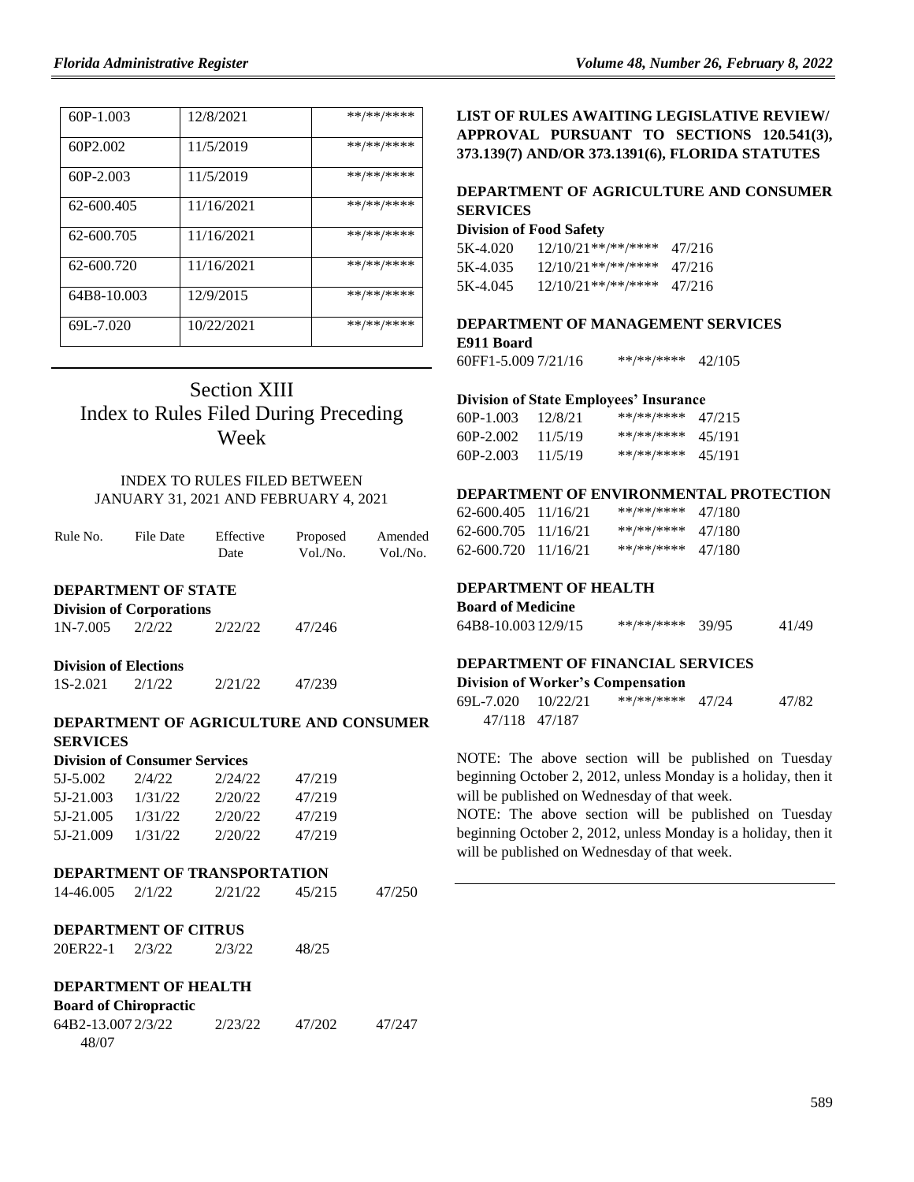| | | |
|---|---|---|
| 60P-1.003 | 12/8/2021 | \*\*/\*\*/\*\*\*\* |
| 60P2.002 | 11/5/2019 | \*\*/\*\*/\*\*\*\* |
| 60P-2.003 | 11/5/2019 | \*\*/\*\*/\*\*\*\* |
| 62-600.405 | 11/16/2021 | \*\*/\*\*/\*\*\*\* |
| 62-600.705 | 11/16/2021 | \*\*/\*\*/\*\*\*\* |
| 62-600.720 | 11/16/2021 | \*\*/\*\*/\*\*\*\* |
| 64B8-10.003 | 12/9/2015 | \*\*/\*\*/\*\*\*\* |
| 69L-7.020 | 10/22/2021 | \*\*/\*\*/\*\*\*\* |

# Section XIII Index to Rules Filed During Preceding Week

INDEX TO RULES FILED BETWEEN JANUARY 31, 2021 AND FEBRUARY 4, 2021

| Rule No. | File Date | Effective Date | Proposed Vol./No. | Amended Vol./No. |
|---|---|---|---|---|
| **DEPARTMENT OF STATE** | | | | |
| **Division of Corporations** | | | | |
| 1N-7.005 | 2/2/22 | 2/22/22 | 47/246 | |
| **Division of Elections** | | | | |
| 1S-2.021 | 2/1/22 | 2/21/22 | 47/239 | |
| **DEPARTMENT OF AGRICULTURE AND CONSUMER SERVICES** | | | | |
| **Division of Consumer Services** | | | | |
| 5J-5.002 | 2/4/22 | 2/24/22 | 47/219 | |
| 5J-21.003 | 1/31/22 | 2/20/22 | 47/219 | |
| 5J-21.005 | 1/31/22 | 2/20/22 | 47/219 | |
| 5J-21.009 | 1/31/22 | 2/20/22 | 47/219 | |
| **DEPARTMENT OF TRANSPORTATION** | | | | |
| 14-46.005 | 2/1/22 | 2/21/22 | 45/215 | 47/250 |
| **DEPARTMENT OF CITRUS** | | | | |
| 20ER22-1 | 2/3/22 | 2/3/22 | 48/25 | |
| **DEPARTMENT OF HEALTH** | | | | |
| **Board of Chiropractic** | | | | |
| 64B2-13.007 | 2/3/22 | 2/23/22 | 47/202 | 47/247 48/07 |

**LIST OF RULES AWAITING LEGISLATIVE REVIEW/ APPROVAL PURSUANT TO SECTIONS 120.541(3), 373.139(7) AND/OR 373.1391(6), FLORIDA STATUTES**

| | | | | |
|---|---|---|---|---|
| **DEPARTMENT OF AGRICULTURE AND CONSUMER SERVICES** | | | | |
| **Division of Food Safety** | | | | |
| 5K-4.020 | 12/10/21 | \*\*/\*\*/\*\*\*\* | 47/216 | |
| 5K-4.035 | 12/10/21 | \*\*/\*\*/\*\*\*\* | 47/216 | |
| 5K-4.045 | 12/10/21 | \*\*/\*\*/\*\*\*\* | 47/216 | |
| **DEPARTMENT OF MANAGEMENT SERVICES** | | | | |
| **E911 Board** | | | | |
| 60FF1-5.009 | 7/21/16 | \*\*/\*\*/\*\*\*\* | 42/105 | |
| **Division of State Employees' Insurance** | | | | |
| 60P-1.003 | 12/8/21 | \*\*/\*\*/\*\*\*\* | 47/215 | |
| 60P-2.002 | 11/5/19 | \*\*/\*\*/\*\*\*\* | 45/191 | |
| 60P-2.003 | 11/5/19 | \*\*/\*\*/\*\*\*\* | 45/191 | |
| **DEPARTMENT OF ENVIRONMENTAL PROTECTION** | | | | |
| 62-600.405 | 11/16/21 | \*\*/\*\*/\*\*\*\* | 47/180 | |
| 62-600.705 | 11/16/21 | \*\*/\*\*/\*\*\*\* | 47/180 | |
| 62-600.720 | 11/16/21 | \*\*/\*\*/\*\*\*\* | 47/180 | |
| **DEPARTMENT OF HEALTH** | | | | |
| **Board of Medicine** | | | | |
| 64B8-10.003 | 12/9/15 | \*\*/\*\*/\*\*\*\* | 39/95 | 41/49 |
| **DEPARTMENT OF FINANCIAL SERVICES** | | | | |
| **Division of Worker's Compensation** | | | | |
| 69L-7.020 | 10/22/21 | \*\*/\*\*/\*\*\*\* | 47/24 | 47/82 47/118 47/187 |

NOTE: The above section will be published on Tuesday beginning October 2, 2012, unless Monday is a holiday, then it will be published on Wednesday of that week.

NOTE: The above section will be published on Tuesday beginning October 2, 2012, unless Monday is a holiday, then it will be published on Wednesday of that week.